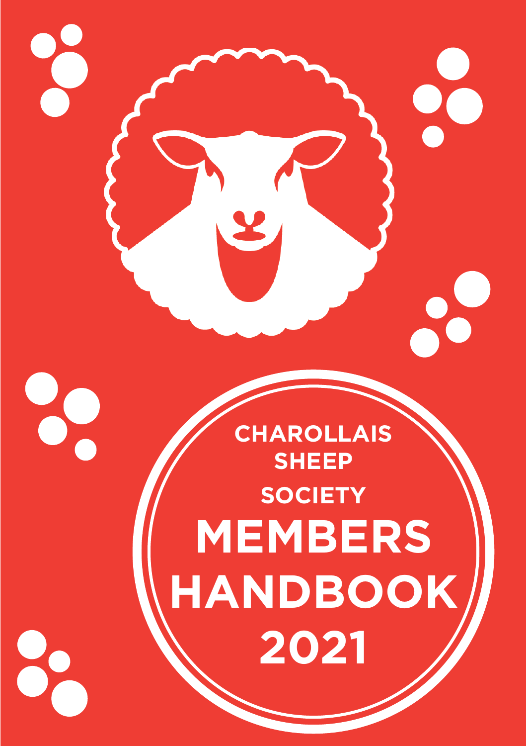CHAROLLAIS SHEEP SOCIETY

# MEMBERS HANDBOOK 2021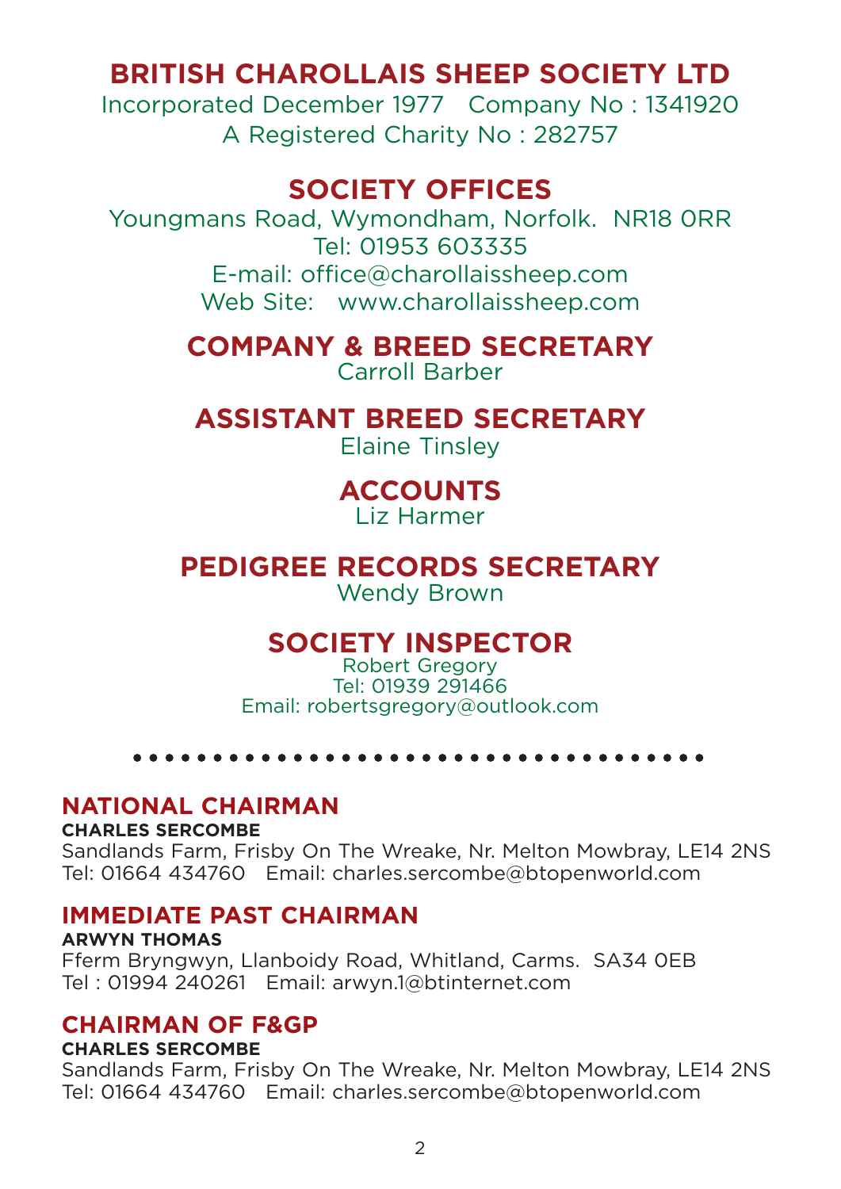# BRITISH CHAROLLAIS SHEEP SOCIETY LTD

Incorporated December 1977   Company No : 1341920

A Registered Charity No : 282757

## SOCIETY OFFICES

Youngmans Road, Wymondham, Norfolk.  NR18 0RR

Tel: 01953 603335

E-mail: office@charollaissheep.com

Web Site:   www.charollaissheep.com

## COMPANY & BREED SECRETARY

Carroll Barber

## ASSISTANT BREED SECRETARY

Elaine Tinsley

## ACCOUNTS

Liz Harmer

## PEDIGREE RECORDS SECRETARY

Wendy Brown

## SOCIETY INSPECTOR

Robert Gregory

Tel: 01939 291466

Email: robertsgregory@outlook.com

---

### NATIONAL CHAIRMAN

**CHARLES SERCOMBE**

Sandlands Farm, Frisby On The Wreake, Nr. Melton Mowbray, LE14 2NS

Tel: 01664 434760   Email: charles.sercombe@btopenworld.com

### IMMEDIATE PAST CHAIRMAN

**ARWYN THOMAS**

Fferm Bryngwyn, Llanboidy Road, Whitland, Carms.  SA34 0EB

Tel : 01994 240261   Email: arwyn.1@btinternet.com

### CHAIRMAN OF F&GP

**CHARLES SERCOMBE**

Sandlands Farm, Frisby On The Wreake, Nr. Melton Mowbray, LE14 2NS

Tel: 01664 434760   Email: charles.sercombe@btopenworld.com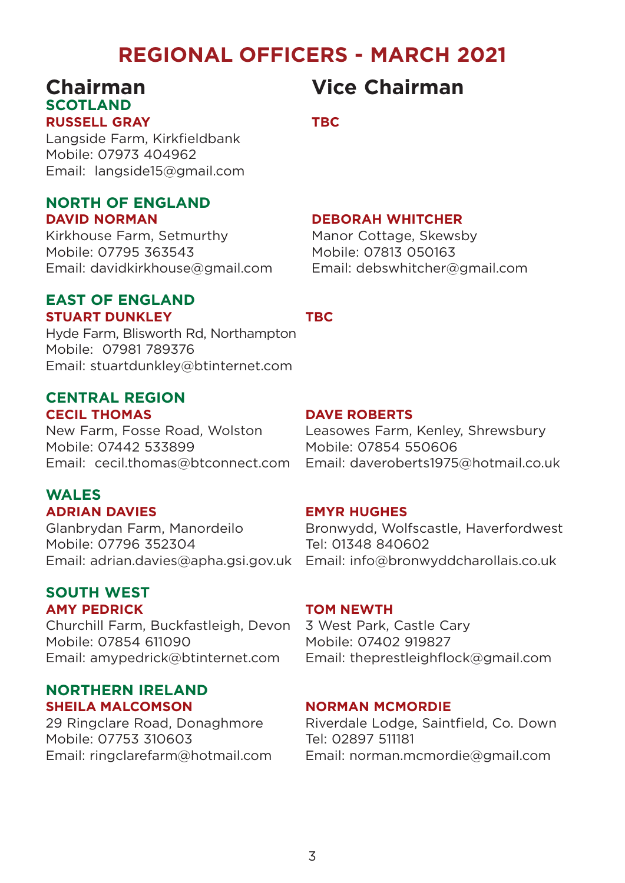# REGIONAL OFFICERS - MARCH 2021

## Chairman

### SCOTLAND

**RUSSELL GRAY**
Langside Farm, Kirkfieldbank
Mobile: 07973 404962
Email: langside15@gmail.com

### NORTH OF ENGLAND

**DAVID NORMAN**
Kirkhouse Farm, Setmurthy
Mobile: 07795 363543
Email: davidkirkhouse@gmail.com

### EAST OF ENGLAND

**STUART DUNKLEY**
Hyde Farm, Blisworth Rd, Northampton
Mobile: 07981 789376
Email: stuartdunkley@btinternet.com

### CENTRAL REGION

**CECIL THOMAS**
New Farm, Fosse Road, Wolston
Mobile: 07442 533899
Email: cecil.thomas@btconnect.com

### WALES

**ADRIAN DAVIES**
Glanbrydan Farm, Manordeilo
Mobile: 07796 352304
Email: adrian.davies@apha.gsi.gov.uk

### SOUTH WEST

**AMY PEDRICK**
Churchill Farm, Buckfastleigh, Devon
Mobile: 07854 611090
Email: amypedrick@btinternet.com

### NORTHERN IRELAND

**SHEILA MALCOMSON**
29 Ringclare Road, Donaghmore
Mobile: 07753 310603
Email: ringclarefarm@hotmail.com

## Vice Chairman

### SCOTLAND

**TBC**

### NORTH OF ENGLAND

**DEBORAH WHITCHER**
Manor Cottage, Skewsby
Mobile: 07813 050163
Email: debswhitcher@gmail.com

### EAST OF ENGLAND

**TBC**

### CENTRAL REGION

**DAVE ROBERTS**
Leasowes Farm, Kenley, Shrewsbury
Mobile: 07854 550606
Email: daveroberts1975@hotmail.co.uk

### WALES

**EMYR HUGHES**
Bronwydd, Wolfscastle, Haverfordwest
Tel: 01348 840602
Email: info@bronwyddcharollais.co.uk

### SOUTH WEST

**TOM NEWTH**
3 West Park, Castle Cary
Mobile: 07402 919827
Email: theprestleighflock@gmail.com

### NORTHERN IRELAND

**NORMAN MCMORDIE**
Riverdale Lodge, Saintfield, Co. Down
Tel: 02897 511181
Email: norman.mcmordie@gmail.com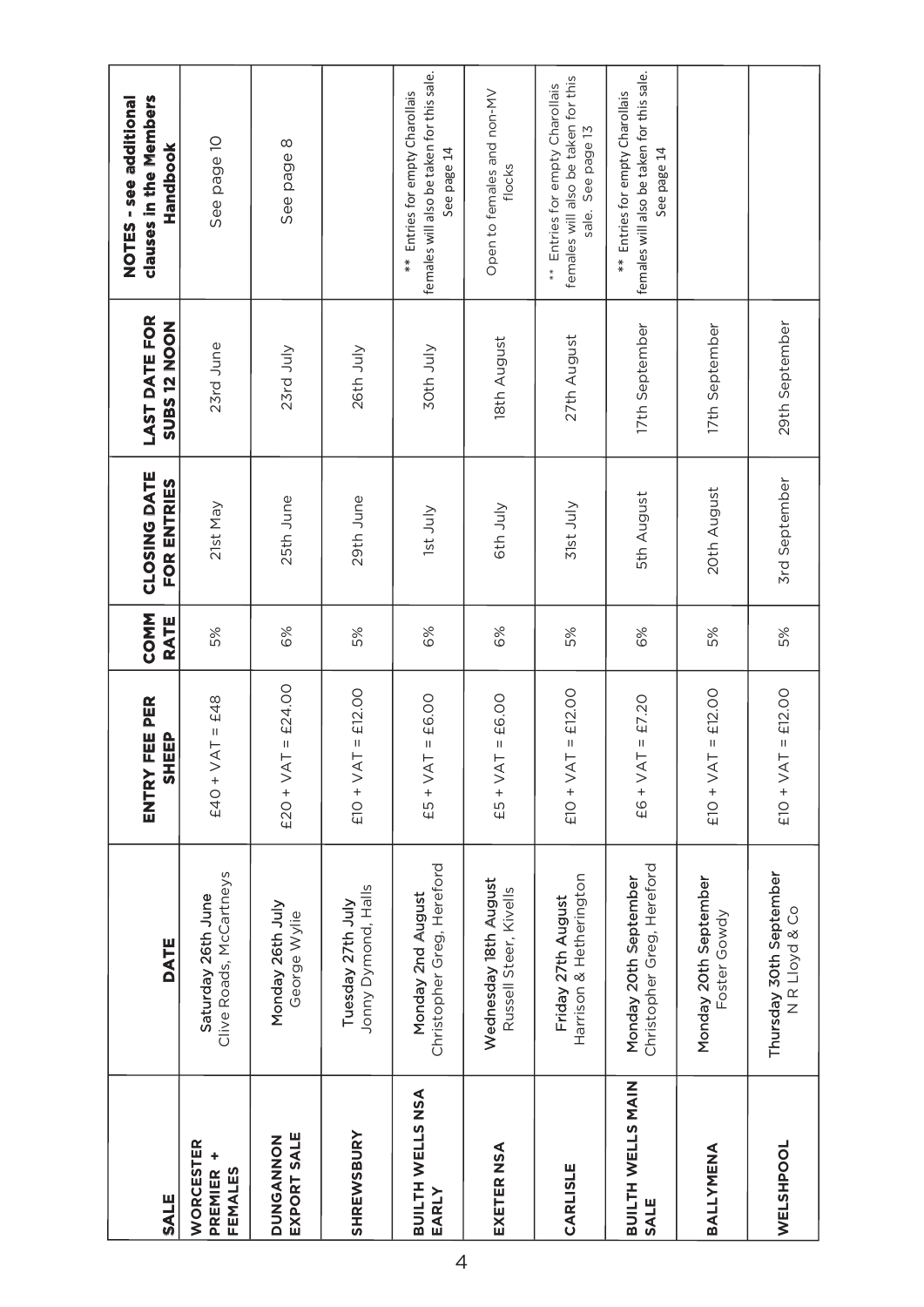| SALE | DATE | ENTRY FEE PER SHEEP | COMM RATE | CLOSING DATE FOR ENTRIES | LAST DATE FOR SUBS 12 NOON | NOTES - see additional clauses in the Members Handbook |
|---|---|---|---|---|---|---|
| **WORCESTER PREMIER + FEMALES** | Saturday 26th June<br>Clive Roads, McCartneys | £40 + VAT = £48 | 5% | 21st May | 23rd June | See page 10 |
| **DUNGANNON EXPORT SALE** | Monday 26th July<br>George Wylie | £20 + VAT = £24.00 | 6% | 25th June | 23rd July | See page 8 |
| **SHREWSBURY** | Tuesday 27th July<br>Jonny Dymond, Halls | £10 + VAT = £12.00 | 5% | 29th June | 26th July | |
| **BUILTH WELLS NSA EARLY** | Monday 2nd August<br>Christopher Greg, Hereford | £5 + VAT = £6.00 | 6% | 1st July | 30th July | ** Entries for empty Charollais females will also be taken for this sale. See page 14 |
| **EXETER NSA** | Wednesday 18th August<br>Russell Steer, Kivells | £5 + VAT = £6.00 | 6% | 6th July | 18th August | Open to females and non-MV flocks |
| **CARLISLE** | Friday 27th August<br>Harrison & Hetherington | £10 + VAT = £12.00 | 5% | 31st July | 27th August | ** Entries for empty Charollais females will also be taken for this sale. See page 13 |
| **BUILTH WELLS MAIN SALE** | Monday 20th September<br>Christopher Greg, Hereford | £6 + VAT = £7.20 | 6% | 5th August | 17th September | ** Entries for empty Charollais females will also be taken for this sale. See page 14 |
| **BALLYMENA** | Monday 20th September<br>Foster Gowdy | £10 + VAT = £12.00 | 5% | 20th August | 17th September | |
| **WELSHPOOL** | Thursday 30th September<br>N R Lloyd & Co | £10 + VAT = £12.00 | 5% | 3rd September | 29th September | |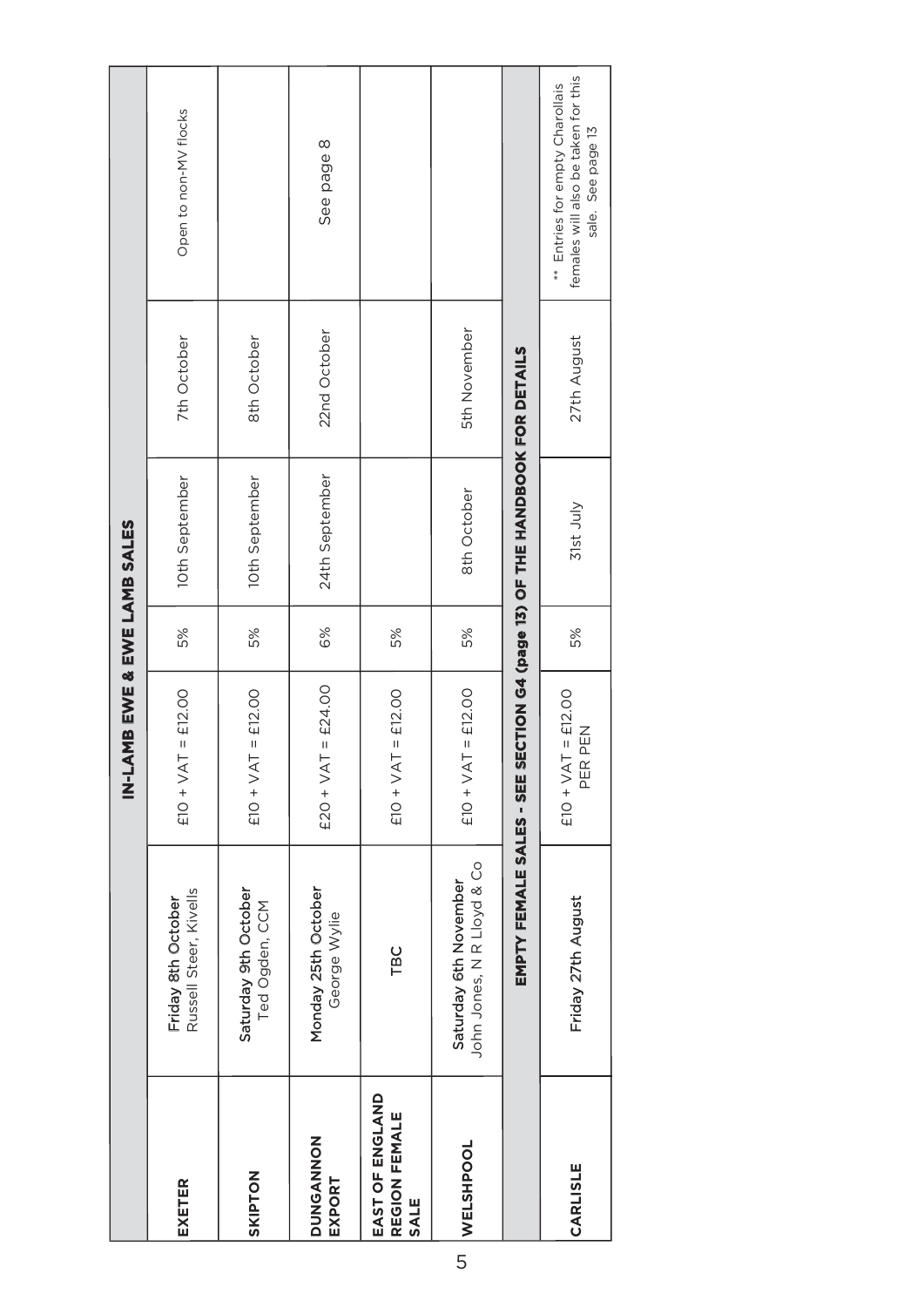| IN-LAMB EWE & EWE LAMB SALES | | | | | | |
|---|---|---|---|---|---|---|
| **EXETER** | Friday 8th October Russell Steer, Kivells | £10 + VAT = £12.00 | 5% | 10th September | 7th October | Open to non-MV flocks |
| **SKIPTON** | Saturday 9th October Ted Ogden, CCM | £10 + VAT = £12.00 | 5% | 10th September | 8th October | |
| **DUNGANNON EXPORT** | Monday 25th October George Wylie | £20 + VAT = £24.00 | 6% | 24th September | 22nd October | See page 8 |
| **EAST OF ENGLAND REGION FEMALE SALE** | TBC | £10 + VAT = £12.00 | 5% | | | |
| **WELSHPOOL** | Saturday 6th November John Jones, N R Lloyd & Co | £10 + VAT = £12.00 | 5% | 8th October | 5th November | |
| **EMPTY FEMALE SALES - SEE SECTION G4 (page 13) OF THE HANDBOOK FOR DETAILS** | | | | | | |
| **CARLISLE** | Friday 27th August | £10 + VAT = £12.00 PER PEN | 5% | 31st July | 27th August | ** Entries for empty Charollais females will also be taken for this sale. See page 13 |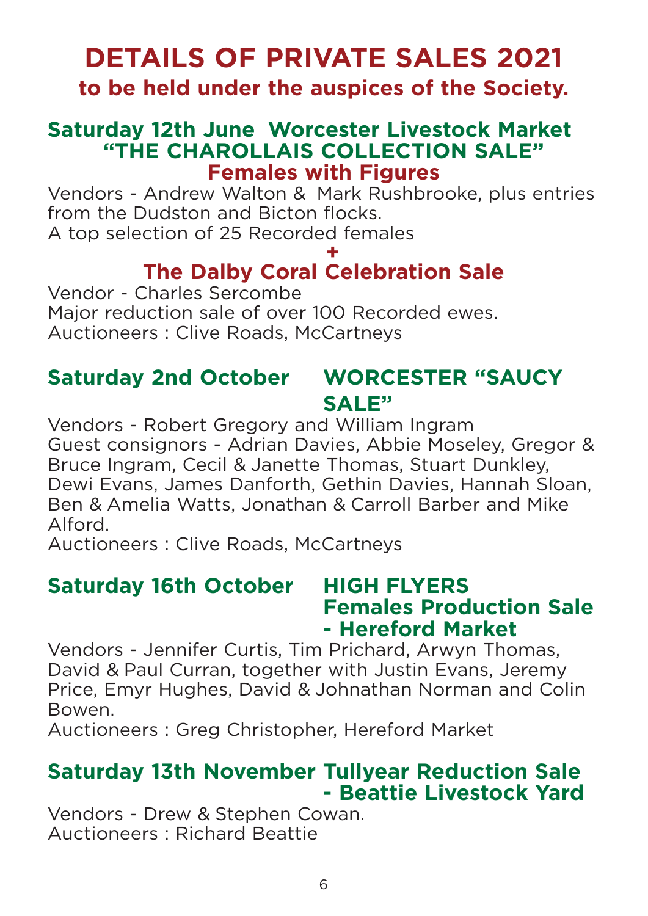# DETAILS OF PRIVATE SALES 2021

## to be held under the auspices of the Society.

### Saturday 12th June Worcester Livestock Market "THE CHAROLLAIS COLLECTION SALE"

### Females with Figures

Vendors - Andrew Walton & Mark Rushbrooke, plus entries from the Dudston and Bicton flocks.
A top selection of 25 Recorded females

**+**

### The Dalby Coral Celebration Sale

Vendor - Charles Sercombe
Major reduction sale of over 100 Recorded ewes.
Auctioneers : Clive Roads, McCartneys

### Saturday 2nd October WORCESTER "SAUCY SALE"

Vendors - Robert Gregory and William Ingram
Guest consignors - Adrian Davies, Abbie Moseley, Gregor & Bruce Ingram, Cecil & Janette Thomas, Stuart Dunkley, Dewi Evans, James Danforth, Gethin Davies, Hannah Sloan, Ben & Amelia Watts, Jonathan & Carroll Barber and Mike Alford.
Auctioneers : Clive Roads, McCartneys

### Saturday 16th October HIGH FLYERS Females Production Sale - Hereford Market

Vendors - Jennifer Curtis, Tim Prichard, Arwyn Thomas, David & Paul Curran, together with Justin Evans, Jeremy Price, Emyr Hughes, David & Johnathan Norman and Colin Bowen.
Auctioneers : Greg Christopher, Hereford Market

### Saturday 13th November Tullyear Reduction Sale - Beattie Livestock Yard

Vendors - Drew & Stephen Cowan.
Auctioneers : Richard Beattie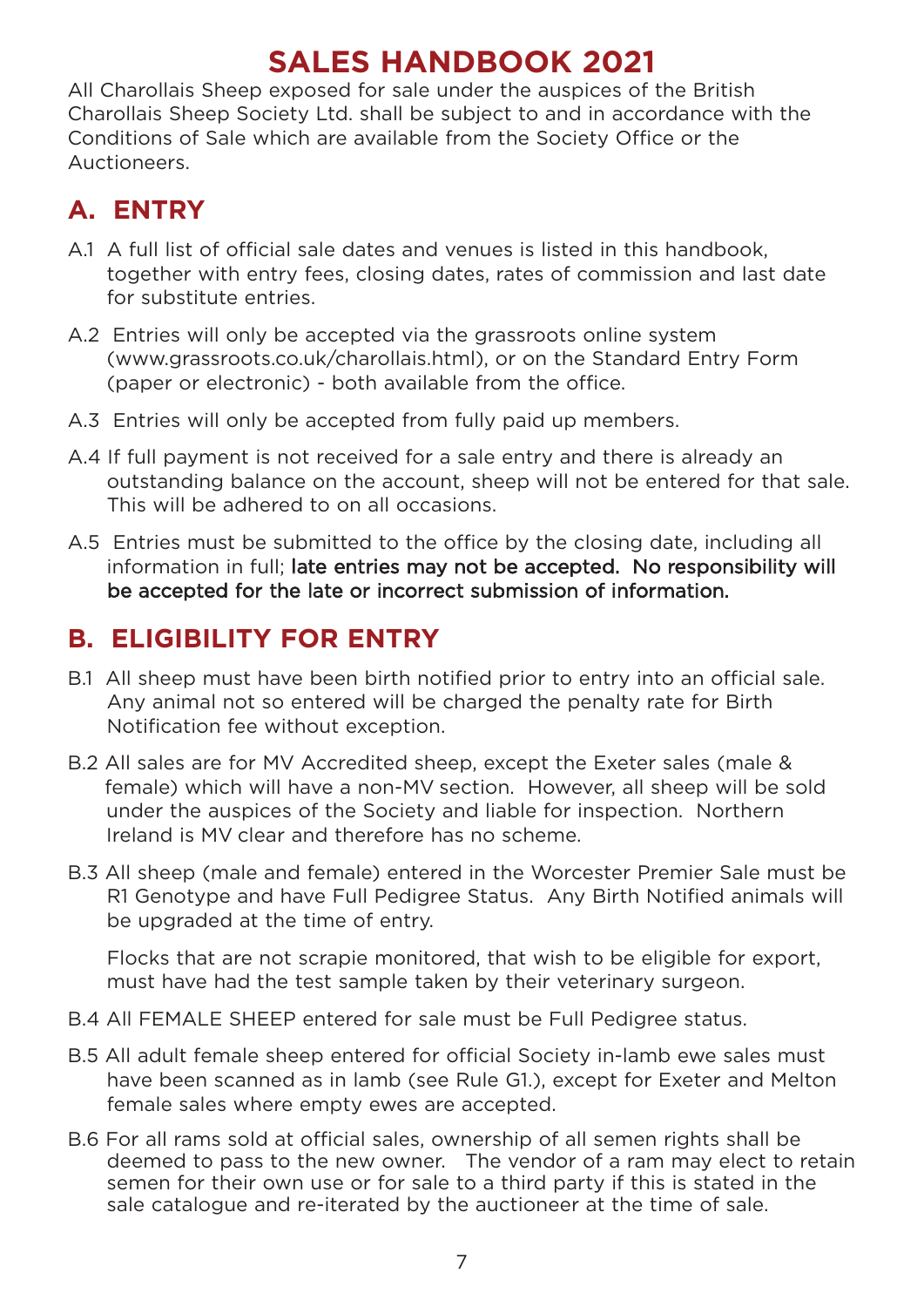# SALES HANDBOOK 2021

All Charollais Sheep exposed for sale under the auspices of the British Charollais Sheep Society Ltd. shall be subject to and in accordance with the Conditions of Sale which are available from the Society Office or the Auctioneers.

## A. ENTRY

A.1 A full list of official sale dates and venues is listed in this handbook, together with entry fees, closing dates, rates of commission and last date for substitute entries.

A.2 Entries will only be accepted via the grassroots online system (www.grassroots.co.uk/charollais.html), or on the Standard Entry Form (paper or electronic) - both available from the office.

A.3 Entries will only be accepted from fully paid up members.

A.4 If full payment is not received for a sale entry and there is already an outstanding balance on the account, sheep will not be entered for that sale. This will be adhered to on all occasions.

A.5 Entries must be submitted to the office by the closing date, including all information in full; **late entries may not be accepted. No responsibility will be accepted for the late or incorrect submission of information.**

## B. ELIGIBILITY FOR ENTRY

B.1 All sheep must have been birth notified prior to entry into an official sale. Any animal not so entered will be charged the penalty rate for Birth Notification fee without exception.

B.2 All sales are for MV Accredited sheep, except the Exeter sales (male & female) which will have a non-MV section. However, all sheep will be sold under the auspices of the Society and liable for inspection. Northern Ireland is MV clear and therefore has no scheme.

B.3 All sheep (male and female) entered in the Worcester Premier Sale must be R1 Genotype and have Full Pedigree Status. Any Birth Notified animals will be upgraded at the time of entry.

Flocks that are not scrapie monitored, that wish to be eligible for export, must have had the test sample taken by their veterinary surgeon.

B.4 All FEMALE SHEEP entered for sale must be Full Pedigree status.

B.5 All adult female sheep entered for official Society in-lamb ewe sales must have been scanned as in lamb (see Rule G1.), except for Exeter and Melton female sales where empty ewes are accepted.

B.6 For all rams sold at official sales, ownership of all semen rights shall be deemed to pass to the new owner. The vendor of a ram may elect to retain semen for their own use or for sale to a third party if this is stated in the sale catalogue and re-iterated by the auctioneer at the time of sale.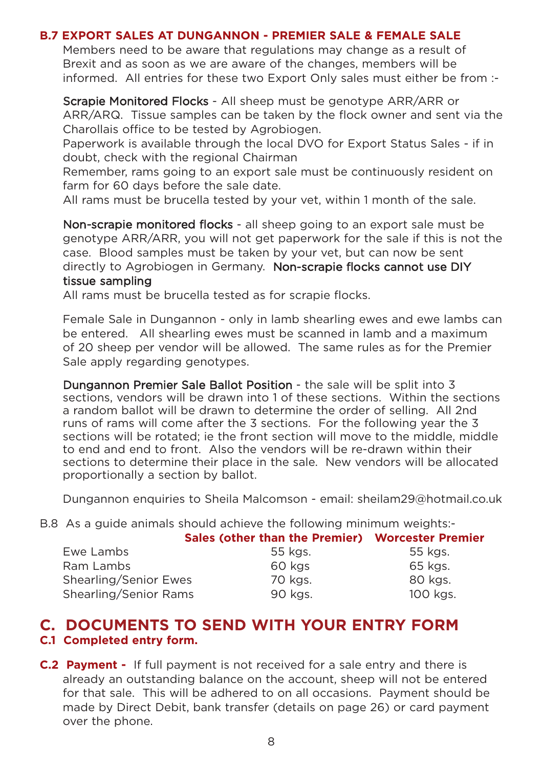### B.7 EXPORT SALES AT DUNGANNON - PREMIER SALE & FEMALE SALE

Members need to be aware that regulations may change as a result of Brexit and as soon as we are aware of the changes, members will be informed. All entries for these two Export Only sales must either be from :-

Scrapie Monitored Flocks - All sheep must be genotype ARR/ARR or ARR/ARQ. Tissue samples can be taken by the flock owner and sent via the Charollais office to be tested by Agrobiogen.
Paperwork is available through the local DVO for Export Status Sales - if in doubt, check with the regional Chairman
Remember, rams going to an export sale must be continuously resident on farm for 60 days before the sale date.
All rams must be brucella tested by your vet, within 1 month of the sale.

Non-scrapie monitored flocks - all sheep going to an export sale must be genotype ARR/ARR, you will not get paperwork for the sale if this is not the case. Blood samples must be taken by your vet, but can now be sent directly to Agrobiogen in Germany. Non-scrapie flocks cannot use DIY tissue sampling
All rams must be brucella tested as for scrapie flocks.

Female Sale in Dungannon - only in lamb shearling ewes and ewe lambs can be entered. All shearling ewes must be scanned in lamb and a maximum of 20 sheep per vendor will be allowed. The same rules as for the Premier Sale apply regarding genotypes.

Dungannon Premier Sale Ballot Position - the sale will be split into 3 sections, vendors will be drawn into 1 of these sections. Within the sections a random ballot will be drawn to determine the order of selling. All 2nd runs of rams will come after the 3 sections. For the following year the 3 sections will be rotated; ie the front section will move to the middle, middle to end and end to front. Also the vendors will be re-drawn within their sections to determine their place in the sale. New vendors will be allocated proportionally a section by ballot.

Dungannon enquiries to Sheila Malcomson - email: sheilam29@hotmail.co.uk

B.8 As a guide animals should achieve the following minimum weights:-

| | Sales (other than the Premier) | Worcester Premier |
|---|---|---|
| Ewe Lambs | 55 kgs. | 55 kgs. |
| Ram Lambs | 60 kgs | 65 kgs. |
| Shearling/Senior Ewes | 70 kgs. | 80 kgs. |
| Shearling/Senior Rams | 90 kgs. | 100 kgs. |

## C. DOCUMENTS TO SEND WITH YOUR ENTRY FORM

### C.1 Completed entry form.

**C.2 Payment -** If full payment is not received for a sale entry and there is already an outstanding balance on the account, sheep will not be entered for that sale. This will be adhered to on all occasions. Payment should be made by Direct Debit, bank transfer (details on page 26) or card payment over the phone.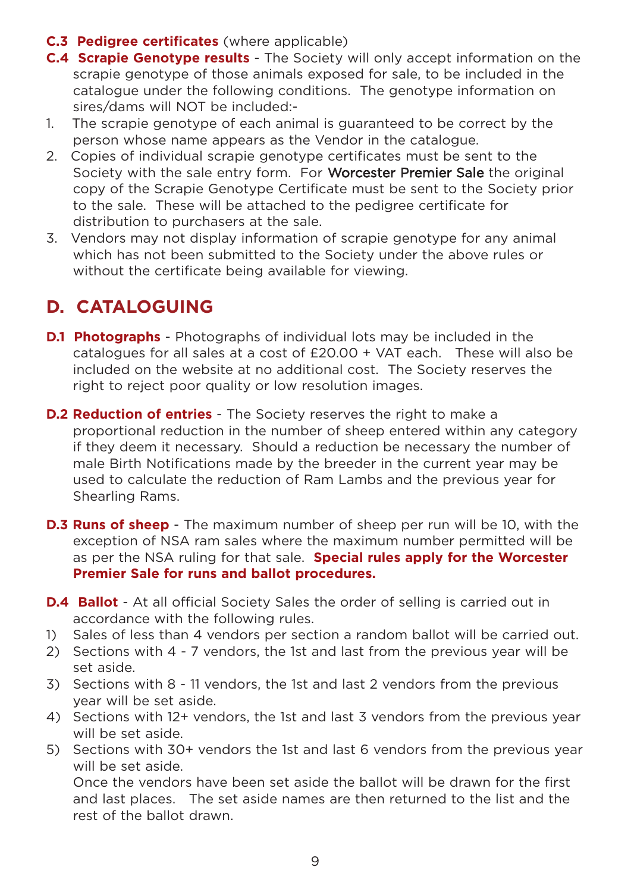**C.3 Pedigree certificates** (where applicable)

**C.4 Scrapie Genotype results** - The Society will only accept information on the scrapie genotype of those animals exposed for sale, to be included in the catalogue under the following conditions. The genotype information on sires/dams will NOT be included:-

1. The scrapie genotype of each animal is guaranteed to be correct by the person whose name appears as the Vendor in the catalogue.
2. Copies of individual scrapie genotype certificates must be sent to the Society with the sale entry form. For Worcester Premier Sale the original copy of the Scrapie Genotype Certificate must be sent to the Society prior to the sale. These will be attached to the pedigree certificate for distribution to purchasers at the sale.
3. Vendors may not display information of scrapie genotype for any animal which has not been submitted to the Society under the above rules or without the certificate being available for viewing.

## D. CATALOGUING

**D.1 Photographs** - Photographs of individual lots may be included in the catalogues for all sales at a cost of £20.00 + VAT each. These will also be included on the website at no additional cost. The Society reserves the right to reject poor quality or low resolution images.

**D.2 Reduction of entries** - The Society reserves the right to make a proportional reduction in the number of sheep entered within any category if they deem it necessary. Should a reduction be necessary the number of male Birth Notifications made by the breeder in the current year may be used to calculate the reduction of Ram Lambs and the previous year for Shearling Rams.

**D.3 Runs of sheep** - The maximum number of sheep per run will be 10, with the exception of NSA ram sales where the maximum number permitted will be as per the NSA ruling for that sale. **Special rules apply for the Worcester Premier Sale for runs and ballot procedures.**

**D.4 Ballot** - At all official Society Sales the order of selling is carried out in accordance with the following rules.

1) Sales of less than 4 vendors per section a random ballot will be carried out.
2) Sections with 4 - 7 vendors, the 1st and last from the previous year will be set aside.
3) Sections with 8 - 11 vendors, the 1st and last 2 vendors from the previous year will be set aside.
4) Sections with 12+ vendors, the 1st and last 3 vendors from the previous year will be set aside.
5) Sections with 30+ vendors the 1st and last 6 vendors from the previous year will be set aside.

Once the vendors have been set aside the ballot will be drawn for the first and last places. The set aside names are then returned to the list and the rest of the ballot drawn.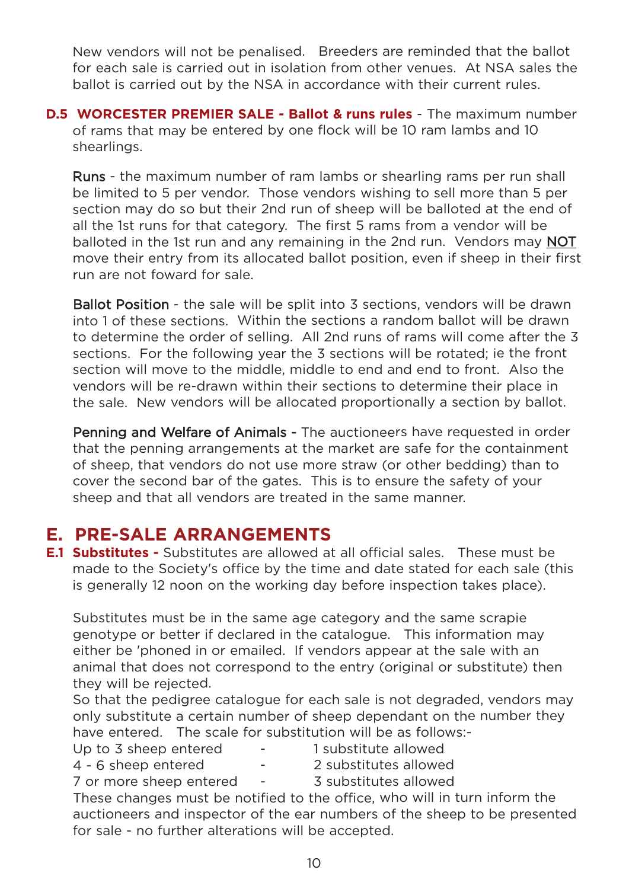New vendors will not be penalised. Breeders are reminded that the ballot for each sale is carried out in isolation from other venues. At NSA sales the ballot is carried out by the NSA in accordance with their current rules.

**D.5 WORCESTER PREMIER SALE - Ballot & runs rules** - The maximum number of rams that may be entered by one flock will be 10 ram lambs and 10 shearlings.

Runs - the maximum number of ram lambs or shearling rams per run shall be limited to 5 per vendor. Those vendors wishing to sell more than 5 per section may do so but their 2nd run of sheep will be balloted at the end of all the 1st runs for that category. The first 5 rams from a vendor will be balloted in the 1st run and any remaining in the 2nd run. Vendors may <u>NOT</u> move their entry from its allocated ballot position, even if sheep in their first run are not foward for sale.

Ballot Position - the sale will be split into 3 sections, vendors will be drawn into 1 of these sections. Within the sections a random ballot will be drawn to determine the order of selling. All 2nd runs of rams will come after the 3 sections. For the following year the 3 sections will be rotated; ie the front section will move to the middle, middle to end and end to front. Also the vendors will be re-drawn within their sections to determine their place in the sale. New vendors will be allocated proportionally a section by ballot.

Penning and Welfare of Animals - The auctioneers have requested in order that the penning arrangements at the market are safe for the containment of sheep, that vendors do not use more straw (or other bedding) than to cover the second bar of the gates. This is to ensure the safety of your sheep and that all vendors are treated in the same manner.

## E. PRE-SALE ARRANGEMENTS

**E.1 Substitutes -** Substitutes are allowed at all official sales. These must be made to the Society's office by the time and date stated for each sale (this is generally 12 noon on the working day before inspection takes place).

Substitutes must be in the same age category and the same scrapie genotype or better if declared in the catalogue. This information may either be 'phoned in or emailed. If vendors appear at the sale with an animal that does not correspond to the entry (original or substitute) then they will be rejected.

So that the pedigree catalogue for each sale is not degraded, vendors may only substitute a certain number of sheep dependant on the number they have entered. The scale for substitution will be as follows:-

Up to 3 sheep entered - 1 substitute allowed
4 - 6 sheep entered - 2 substitutes allowed
7 or more sheep entered - 3 substitutes allowed

These changes must be notified to the office, who will in turn inform the auctioneers and inspector of the ear numbers of the sheep to be presented for sale - no further alterations will be accepted.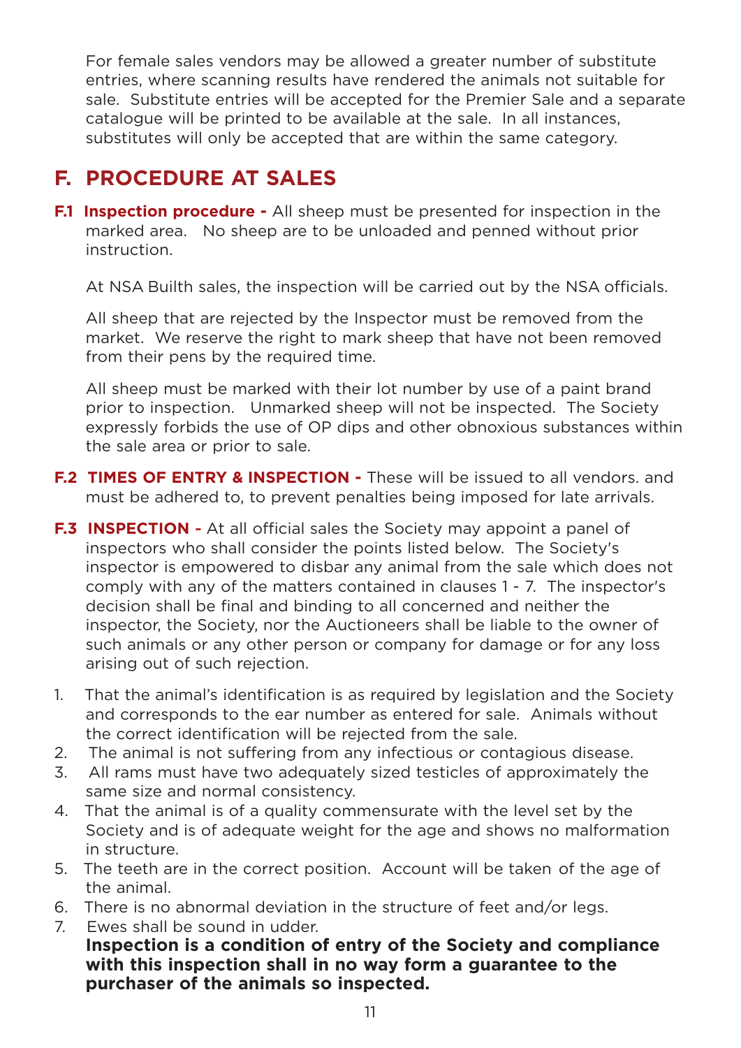For female sales vendors may be allowed a greater number of substitute entries, where scanning results have rendered the animals not suitable for sale. Substitute entries will be accepted for the Premier Sale and a separate catalogue will be printed to be available at the sale. In all instances, substitutes will only be accepted that are within the same category.

## F. PROCEDURE AT SALES

**F.1 Inspection procedure -** All sheep must be presented for inspection in the marked area. No sheep are to be unloaded and penned without prior instruction.

At NSA Builth sales, the inspection will be carried out by the NSA officials.

All sheep that are rejected by the Inspector must be removed from the market. We reserve the right to mark sheep that have not been removed from their pens by the required time.

All sheep must be marked with their lot number by use of a paint brand prior to inspection. Unmarked sheep will not be inspected. The Society expressly forbids the use of OP dips and other obnoxious substances within the sale area or prior to sale.

**F.2 TIMES OF ENTRY & INSPECTION -** These will be issued to all vendors. and must be adhered to, to prevent penalties being imposed for late arrivals.

**F.3 INSPECTION -** At all official sales the Society may appoint a panel of inspectors who shall consider the points listed below. The Society's inspector is empowered to disbar any animal from the sale which does not comply with any of the matters contained in clauses 1 - 7. The inspector's decision shall be final and binding to all concerned and neither the inspector, the Society, nor the Auctioneers shall be liable to the owner of such animals or any other person or company for damage or for any loss arising out of such rejection.

1. That the animal's identification is as required by legislation and the Society and corresponds to the ear number as entered for sale. Animals without the correct identification will be rejected from the sale.
2. The animal is not suffering from any infectious or contagious disease.
3. All rams must have two adequately sized testicles of approximately the same size and normal consistency.
4. That the animal is of a quality commensurate with the level set by the Society and is of adequate weight for the age and shows no malformation in structure.
5. The teeth are in the correct position. Account will be taken of the age of the animal.
6. There is no abnormal deviation in the structure of feet and/or legs.
7. Ewes shall be sound in udder.

**Inspection is a condition of entry of the Society and compliance with this inspection shall in no way form a guarantee to the purchaser of the animals so inspected.**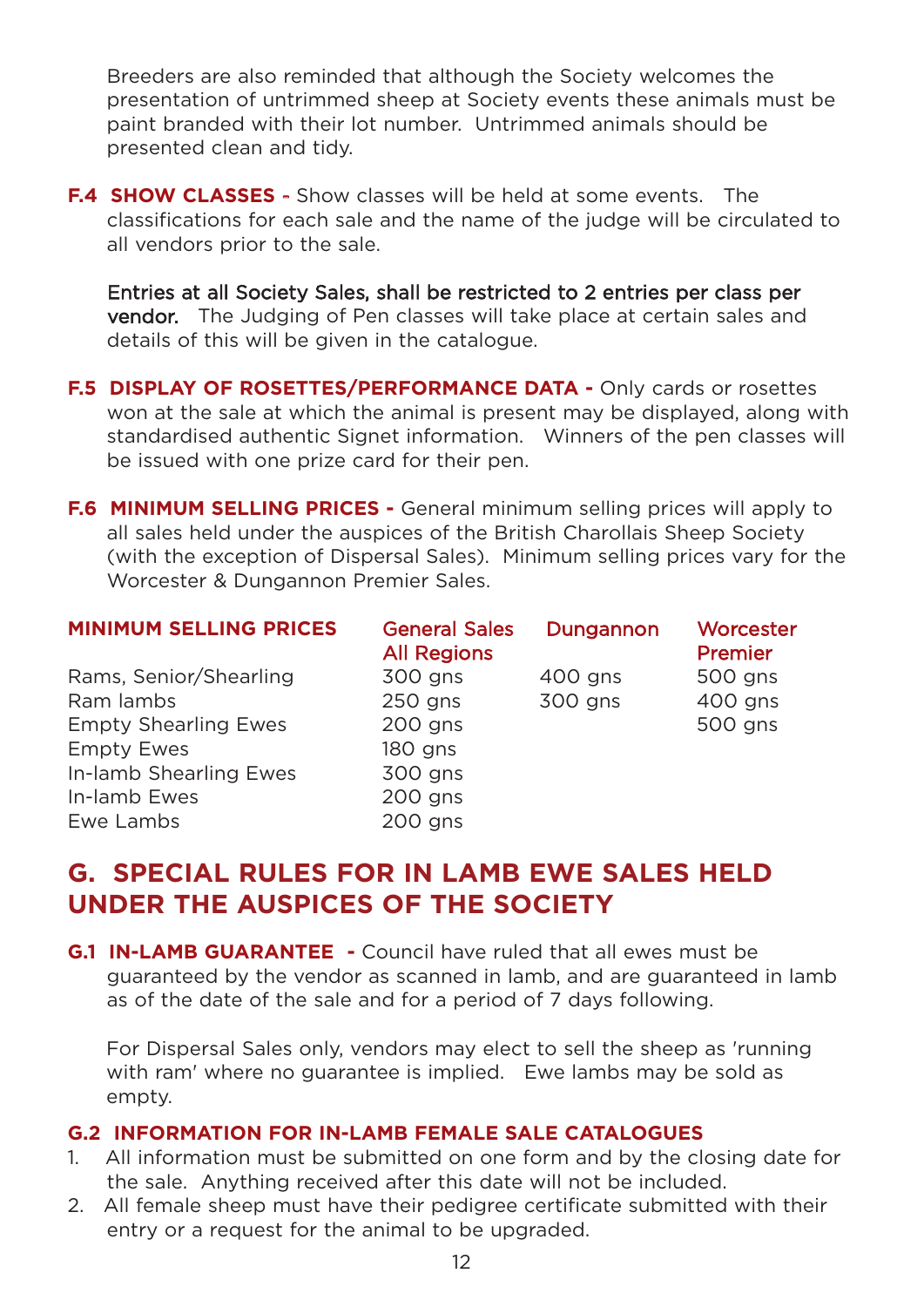Breeders are also reminded that although the Society welcomes the presentation of untrimmed sheep at Society events these animals must be paint branded with their lot number. Untrimmed animals should be presented clean and tidy.

**F.4 SHOW CLASSES -** Show classes will be held at some events. The classifications for each sale and the name of the judge will be circulated to all vendors prior to the sale.

**Entries at all Society Sales, shall be restricted to 2 entries per class per vendor.** The Judging of Pen classes will take place at certain sales and details of this will be given in the catalogue.

**F.5 DISPLAY OF ROSETTES/PERFORMANCE DATA -** Only cards or rosettes won at the sale at which the animal is present may be displayed, along with standardised authentic Signet information. Winners of the pen classes will be issued with one prize card for their pen.

**F.6 MINIMUM SELLING PRICES -** General minimum selling prices will apply to all sales held under the auspices of the British Charollais Sheep Society (with the exception of Dispersal Sales). Minimum selling prices vary for the Worcester & Dungannon Premier Sales.

| MINIMUM SELLING PRICES | General Sales All Regions | Dungannon | Worcester Premier |
|---|---|---|---|
| Rams, Senior/Shearling | 300 gns | 400 gns | 500 gns |
| Ram lambs | 250 gns | 300 gns | 400 gns |
| Empty Shearling Ewes | 200 gns | | 500 gns |
| Empty Ewes | 180 gns | | |
| In-lamb Shearling Ewes | 300 gns | | |
| In-lamb Ewes | 200 gns | | |
| Ewe Lambs | 200 gns | | |

## G. SPECIAL RULES FOR IN LAMB EWE SALES HELD UNDER THE AUSPICES OF THE SOCIETY

**G.1 IN-LAMB GUARANTEE -** Council have ruled that all ewes must be guaranteed by the vendor as scanned in lamb, and are guaranteed in lamb as of the date of the sale and for a period of 7 days following.

For Dispersal Sales only, vendors may elect to sell the sheep as 'running with ram' where no guarantee is implied. Ewe lambs may be sold as empty.

**G.2 INFORMATION FOR IN-LAMB FEMALE SALE CATALOGUES**

1. All information must be submitted on one form and by the closing date for the sale. Anything received after this date will not be included.
2. All female sheep must have their pedigree certificate submitted with their entry or a request for the animal to be upgraded.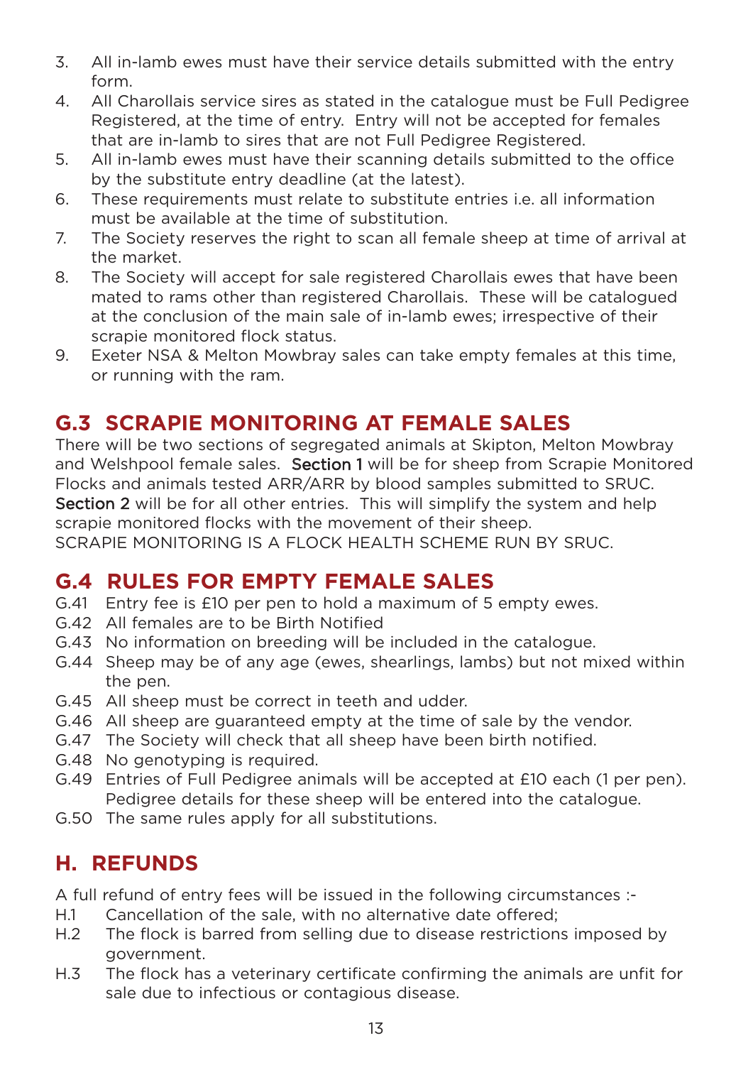3. All in-lamb ewes must have their service details submitted with the entry form.
4. All Charollais service sires as stated in the catalogue must be Full Pedigree Registered, at the time of entry. Entry will not be accepted for females that are in-lamb to sires that are not Full Pedigree Registered.
5. All in-lamb ewes must have their scanning details submitted to the office by the substitute entry deadline (at the latest).
6. These requirements must relate to substitute entries i.e. all information must be available at the time of substitution.
7. The Society reserves the right to scan all female sheep at time of arrival at the market.
8. The Society will accept for sale registered Charollais ewes that have been mated to rams other than registered Charollais. These will be catalogued at the conclusion of the main sale of in-lamb ewes; irrespective of their scrapie monitored flock status.
9. Exeter NSA & Melton Mowbray sales can take empty females at this time, or running with the ram.

## G.3 SCRAPIE MONITORING AT FEMALE SALES

There will be two sections of segregated animals at Skipton, Melton Mowbray and Welshpool female sales. Section 1 will be for sheep from Scrapie Monitored Flocks and animals tested ARR/ARR by blood samples submitted to SRUC. Section 2 will be for all other entries. This will simplify the system and help scrapie monitored flocks with the movement of their sheep.
SCRAPIE MONITORING IS A FLOCK HEALTH SCHEME RUN BY SRUC.

## G.4 RULES FOR EMPTY FEMALE SALES

- G.41 Entry fee is £10 per pen to hold a maximum of 5 empty ewes.
- G.42 All females are to be Birth Notified
- G.43 No information on breeding will be included in the catalogue.
- G.44 Sheep may be of any age (ewes, shearlings, lambs) but not mixed within the pen.
- G.45 All sheep must be correct in teeth and udder.
- G.46 All sheep are guaranteed empty at the time of sale by the vendor.
- G.47 The Society will check that all sheep have been birth notified.
- G.48 No genotyping is required.
- G.49 Entries of Full Pedigree animals will be accepted at £10 each (1 per pen). Pedigree details for these sheep will be entered into the catalogue.
- G.50 The same rules apply for all substitutions.

## H. REFUNDS

A full refund of entry fees will be issued in the following circumstances :-

- H.1 Cancellation of the sale, with no alternative date offered;
- H.2 The flock is barred from selling due to disease restrictions imposed by government.
- H.3 The flock has a veterinary certificate confirming the animals are unfit for sale due to infectious or contagious disease.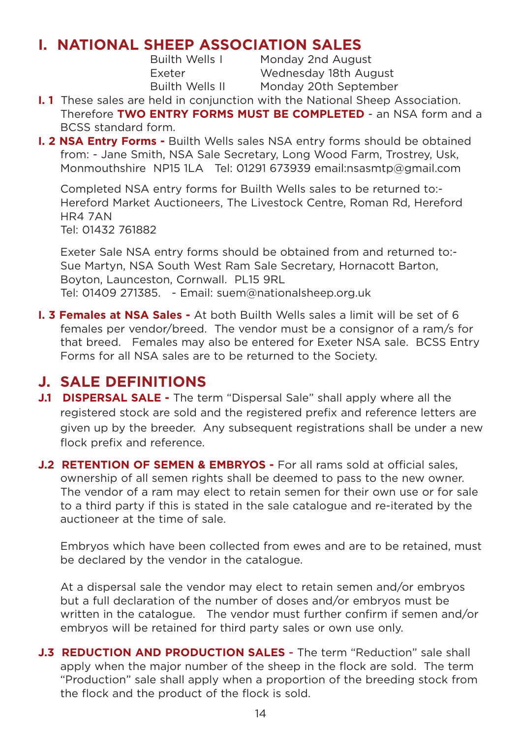## I. NATIONAL SHEEP ASSOCIATION SALES

| | |
|---|---|
| Builth Wells I | Monday 2nd August |
| Exeter | Wednesday 18th August |
| Builth Wells II | Monday 20th September |

**I. 1** These sales are held in conjunction with the National Sheep Association. Therefore **TWO ENTRY FORMS MUST BE COMPLETED** - an NSA form and a BCSS standard form.

**I. 2 NSA Entry Forms -** Builth Wells sales NSA entry forms should be obtained from: - Jane Smith, NSA Sale Secretary, Long Wood Farm, Trostrey, Usk, Monmouthshire NP15 1LA Tel: 01291 673939 email:nsasmtp@gmail.com

Completed NSA entry forms for Builth Wells sales to be returned to:- Hereford Market Auctioneers, The Livestock Centre, Roman Rd, Hereford HR4 7AN
Tel: 01432 761882

Exeter Sale NSA entry forms should be obtained from and returned to:- Sue Martyn, NSA South West Ram Sale Secretary, Hornacott Barton, Boyton, Launceston, Cornwall. PL15 9RL
Tel: 01409 271385. - Email: suem@nationalsheep.org.uk

**I. 3 Females at NSA Sales -** At both Builth Wells sales a limit will be set of 6 females per vendor/breed. The vendor must be a consignor of a ram/s for that breed. Females may also be entered for Exeter NSA sale. BCSS Entry Forms for all NSA sales are to be returned to the Society.

## J. SALE DEFINITIONS

**J.1 DISPERSAL SALE -** The term "Dispersal Sale" shall apply where all the registered stock are sold and the registered prefix and reference letters are given up by the breeder. Any subsequent registrations shall be under a new flock prefix and reference.

**J.2 RETENTION OF SEMEN & EMBRYOS -** For all rams sold at official sales, ownership of all semen rights shall be deemed to pass to the new owner. The vendor of a ram may elect to retain semen for their own use or for sale to a third party if this is stated in the sale catalogue and re-iterated by the auctioneer at the time of sale.

Embryos which have been collected from ewes and are to be retained, must be declared by the vendor in the catalogue.

At a dispersal sale the vendor may elect to retain semen and/or embryos but a full declaration of the number of doses and/or embryos must be written in the catalogue. The vendor must further confirm if semen and/or embryos will be retained for third party sales or own use only.

**J.3 REDUCTION AND PRODUCTION SALES -** The term "Reduction" sale shall apply when the major number of the sheep in the flock are sold. The term "Production" sale shall apply when a proportion of the breeding stock from the flock and the product of the flock is sold.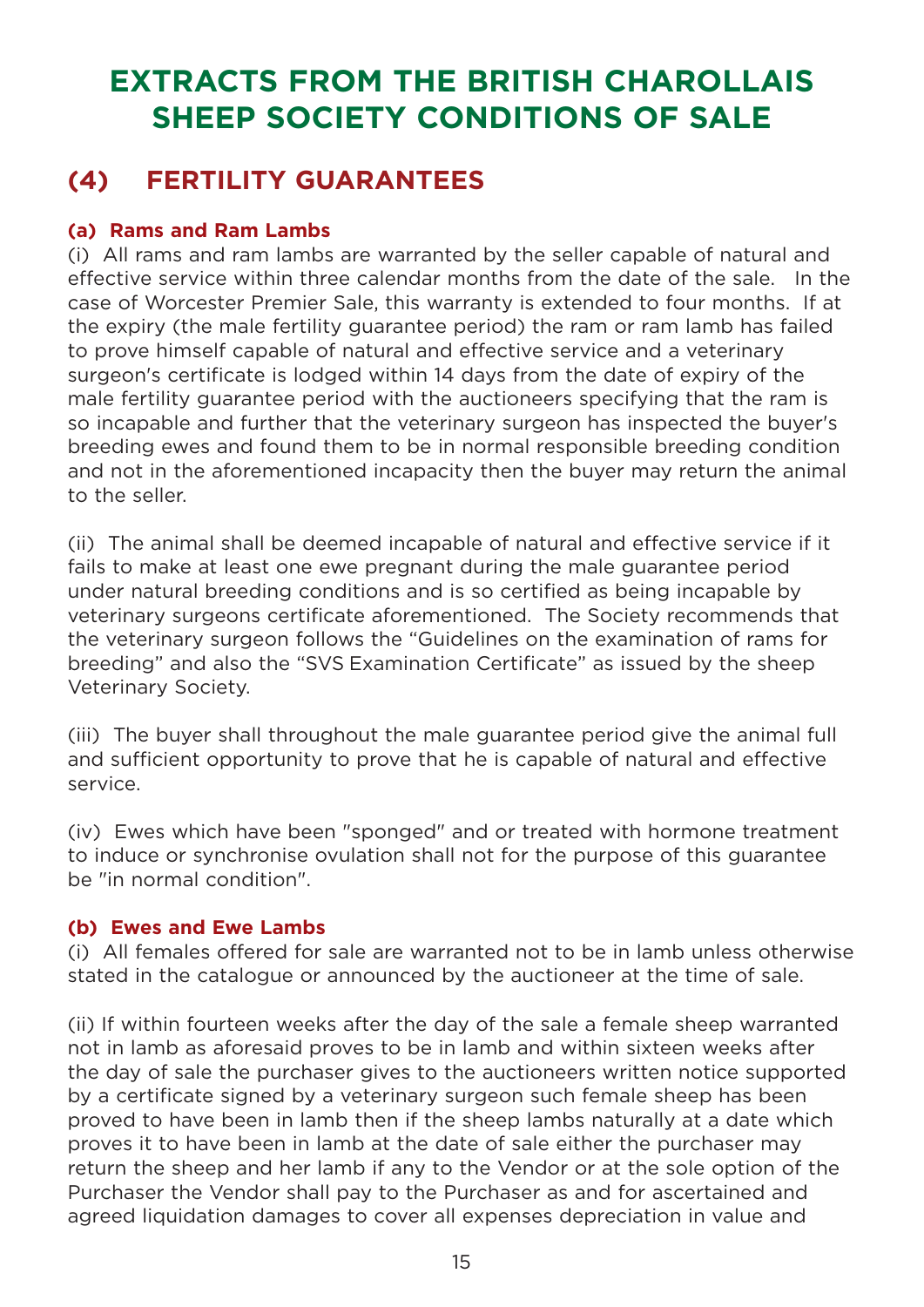# EXTRACTS FROM THE BRITISH CHAROLLAIS SHEEP SOCIETY CONDITIONS OF SALE

## (4) FERTILITY GUARANTEES

### (a) Rams and Ram Lambs

(i) All rams and ram lambs are warranted by the seller capable of natural and effective service within three calendar months from the date of the sale. In the case of Worcester Premier Sale, this warranty is extended to four months. If at the expiry (the male fertility guarantee period) the ram or ram lamb has failed to prove himself capable of natural and effective service and a veterinary surgeon's certificate is lodged within 14 days from the date of expiry of the male fertility guarantee period with the auctioneers specifying that the ram is so incapable and further that the veterinary surgeon has inspected the buyer's breeding ewes and found them to be in normal responsible breeding condition and not in the aforementioned incapacity then the buyer may return the animal to the seller.

(ii) The animal shall be deemed incapable of natural and effective service if it fails to make at least one ewe pregnant during the male guarantee period under natural breeding conditions and is so certified as being incapable by veterinary surgeons certificate aforementioned. The Society recommends that the veterinary surgeon follows the "Guidelines on the examination of rams for breeding" and also the "SVS Examination Certificate" as issued by the sheep Veterinary Society.

(iii) The buyer shall throughout the male guarantee period give the animal full and sufficient opportunity to prove that he is capable of natural and effective service.

(iv) Ewes which have been "sponged" and or treated with hormone treatment to induce or synchronise ovulation shall not for the purpose of this guarantee be "in normal condition".

### (b) Ewes and Ewe Lambs

(i) All females offered for sale are warranted not to be in lamb unless otherwise stated in the catalogue or announced by the auctioneer at the time of sale.

(ii) If within fourteen weeks after the day of the sale a female sheep warranted not in lamb as aforesaid proves to be in lamb and within sixteen weeks after the day of sale the purchaser gives to the auctioneers written notice supported by a certificate signed by a veterinary surgeon such female sheep has been proved to have been in lamb then if the sheep lambs naturally at a date which proves it to have been in lamb at the date of sale either the purchaser may return the sheep and her lamb if any to the Vendor or at the sole option of the Purchaser the Vendor shall pay to the Purchaser as and for ascertained and agreed liquidation damages to cover all expenses depreciation in value and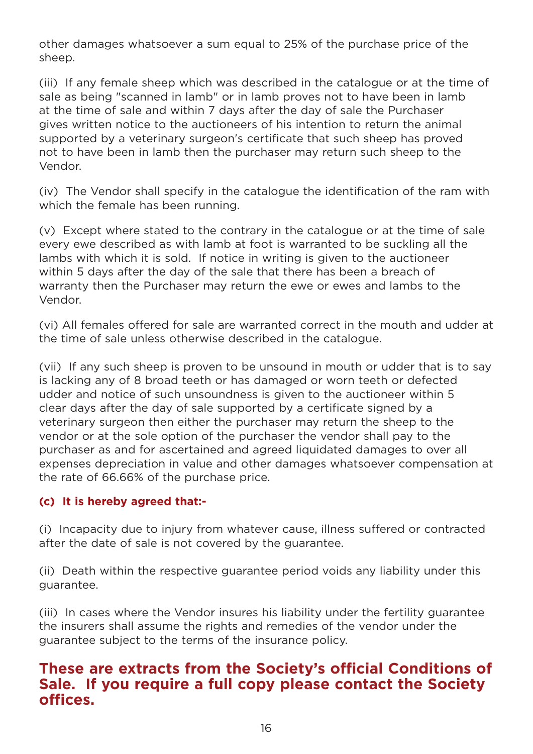other damages whatsoever a sum equal to 25% of the purchase price of the sheep.

(iii) If any female sheep which was described in the catalogue or at the time of sale as being "scanned in lamb" or in lamb proves not to have been in lamb at the time of sale and within 7 days after the day of sale the Purchaser gives written notice to the auctioneers of his intention to return the animal supported by a veterinary surgeon's certificate that such sheep has proved not to have been in lamb then the purchaser may return such sheep to the Vendor.

(iv) The Vendor shall specify in the catalogue the identification of the ram with which the female has been running.

(v) Except where stated to the contrary in the catalogue or at the time of sale every ewe described as with lamb at foot is warranted to be suckling all the lambs with which it is sold. If notice in writing is given to the auctioneer within 5 days after the day of the sale that there has been a breach of warranty then the Purchaser may return the ewe or ewes and lambs to the Vendor.

(vi) All females offered for sale are warranted correct in the mouth and udder at the time of sale unless otherwise described in the catalogue.

(vii) If any such sheep is proven to be unsound in mouth or udder that is to say is lacking any of 8 broad teeth or has damaged or worn teeth or defected udder and notice of such unsoundness is given to the auctioneer within 5 clear days after the day of sale supported by a certificate signed by a veterinary surgeon then either the purchaser may return the sheep to the vendor or at the sole option of the purchaser the vendor shall pay to the purchaser as and for ascertained and agreed liquidated damages to over all expenses depreciation in value and other damages whatsoever compensation at the rate of 66.66% of the purchase price.

**(c) It is hereby agreed that:-**

(i) Incapacity due to injury from whatever cause, illness suffered or contracted after the date of sale is not covered by the guarantee.

(ii) Death within the respective guarantee period voids any liability under this guarantee.

(iii) In cases where the Vendor insures his liability under the fertility guarantee the insurers shall assume the rights and remedies of the vendor under the guarantee subject to the terms of the insurance policy.

## These are extracts from the Society's official Conditions of Sale. If you require a full copy please contact the Society offices.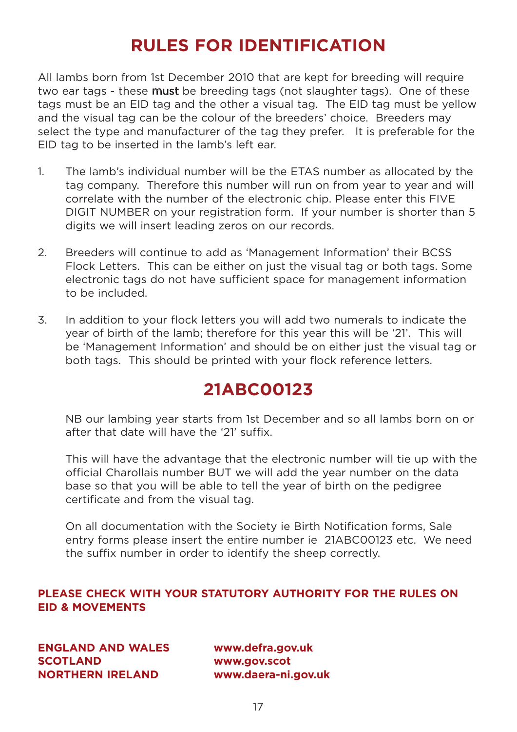# RULES FOR IDENTIFICATION

All lambs born from 1st December 2010 that are kept for breeding will require two ear tags - these **must** be breeding tags (not slaughter tags). One of these tags must be an EID tag and the other a visual tag. The EID tag must be yellow and the visual tag can be the colour of the breeders' choice. Breeders may select the type and manufacturer of the tag they prefer. It is preferable for the EID tag to be inserted in the lamb's left ear.

1. The lamb's individual number will be the ETAS number as allocated by the tag company. Therefore this number will run on from year to year and will correlate with the number of the electronic chip. Please enter this FIVE DIGIT NUMBER on your registration form. If your number is shorter than 5 digits we will insert leading zeros on our records.

2. Breeders will continue to add as 'Management Information' their BCSS Flock Letters. This can be either on just the visual tag or both tags. Some electronic tags do not have sufficient space for management information to be included.

3. In addition to your flock letters you will add two numerals to indicate the year of birth of the lamb; therefore for this year this will be '21'. This will be 'Management Information' and should be on either just the visual tag or both tags. This should be printed with your flock reference letters.

## 21ABC00123

NB our lambing year starts from 1st December and so all lambs born on or after that date will have the '21' suffix.

This will have the advantage that the electronic number will tie up with the official Charollais number BUT we will add the year number on the data base so that you will be able to tell the year of birth on the pedigree certificate and from the visual tag.

On all documentation with the Society ie Birth Notification forms, Sale entry forms please insert the entire number ie 21ABC00123 etc. We need the suffix number in order to identify the sheep correctly.

**PLEASE CHECK WITH YOUR STATUTORY AUTHORITY FOR THE RULES ON EID & MOVEMENTS**

**ENGLAND AND WALES** **www.defra.gov.uk**
**SCOTLAND** **www.gov.scot**
**NORTHERN IRELAND** **www.daera-ni.gov.uk**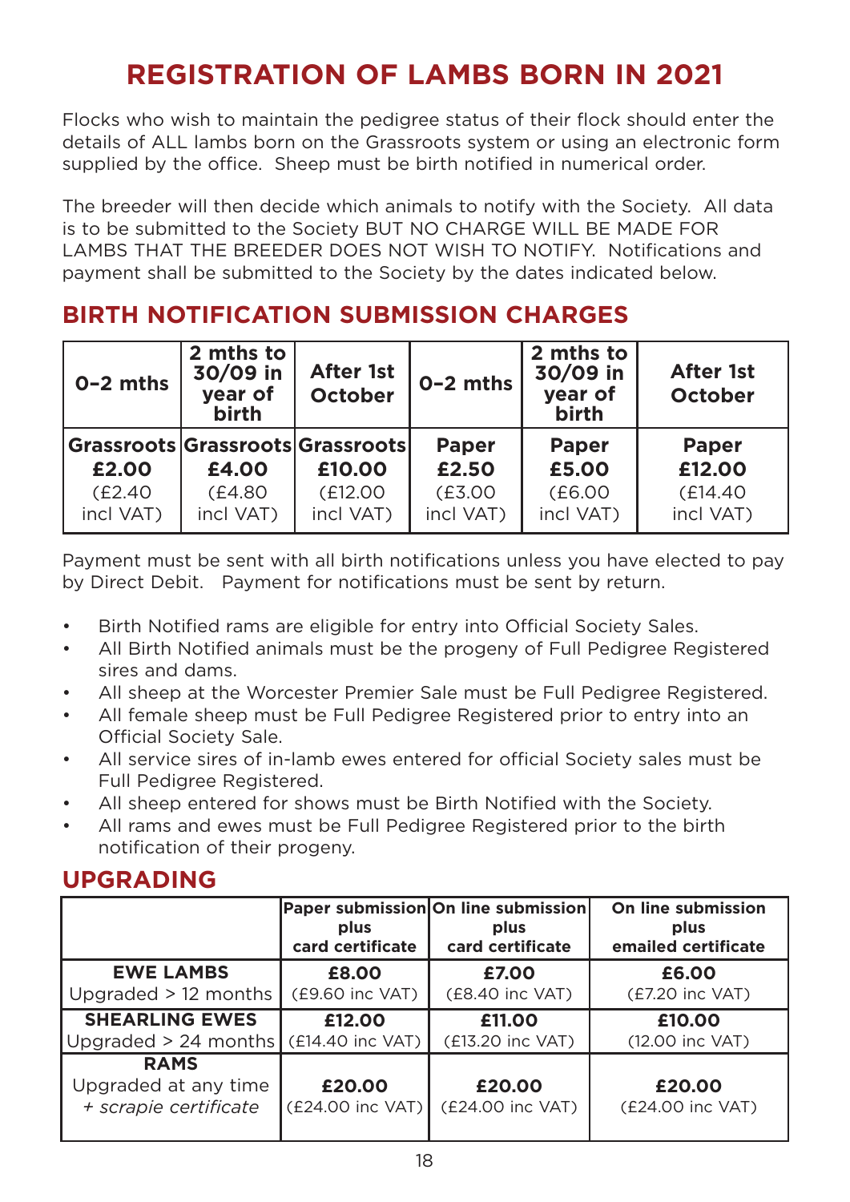# REGISTRATION OF LAMBS BORN IN 2021

Flocks who wish to maintain the pedigree status of their flock should enter the details of ALL lambs born on the Grassroots system or using an electronic form supplied by the office. Sheep must be birth notified in numerical order.

The breeder will then decide which animals to notify with the Society. All data is to be submitted to the Society BUT NO CHARGE WILL BE MADE FOR LAMBS THAT THE BREEDER DOES NOT WISH TO NOTIFY. Notifications and payment shall be submitted to the Society by the dates indicated below.

## BIRTH NOTIFICATION SUBMISSION CHARGES

| 0-2 mths | 2 mths to 30/09 in year of birth | After 1st October | 0-2 mths | 2 mths to 30/09 in year of birth | After 1st October |
|---|---|---|---|---|---|
| **Grassroots** **£2.00** (£2.40 incl VAT) | **Grassroots** **£4.00** (£4.80 incl VAT) | **Grassroots** **£10.00** (£12.00 incl VAT) | **Paper** **£2.50** (£3.00 incl VAT) | **Paper** **£5.00** (£6.00 incl VAT) | **Paper** **£12.00** (£14.40 incl VAT) |

Payment must be sent with all birth notifications unless you have elected to pay by Direct Debit. Payment for notifications must be sent by return.

- Birth Notified rams are eligible for entry into Official Society Sales.
- All Birth Notified animals must be the progeny of Full Pedigree Registered sires and dams.
- All sheep at the Worcester Premier Sale must be Full Pedigree Registered.
- All female sheep must be Full Pedigree Registered prior to entry into an Official Society Sale.
- All service sires of in-lamb ewes entered for official Society sales must be Full Pedigree Registered.
- All sheep entered for shows must be Birth Notified with the Society.
- All rams and ewes must be Full Pedigree Registered prior to the birth notification of their progeny.

## UPGRADING

| | Paper submission plus card certificate | On line submission plus card certificate | On line submission plus emailed certificate |
|---|---|---|---|
| **EWE LAMBS** Upgraded > 12 months | **£8.00** (£9.60 inc VAT) | **£7.00** (£8.40 inc VAT) | **£6.00** (£7.20 inc VAT) |
| **SHEARLING EWES** Upgraded > 24 months | **£12.00** (£14.40 inc VAT) | **£11.00** (£13.20 inc VAT) | **£10.00** (12.00 inc VAT) |
| **RAMS** Upgraded at any time *+ scrapie certificate* | **£20.00** (£24.00 inc VAT) | **£20.00** (£24.00 inc VAT) | **£20.00** (£24.00 inc VAT) |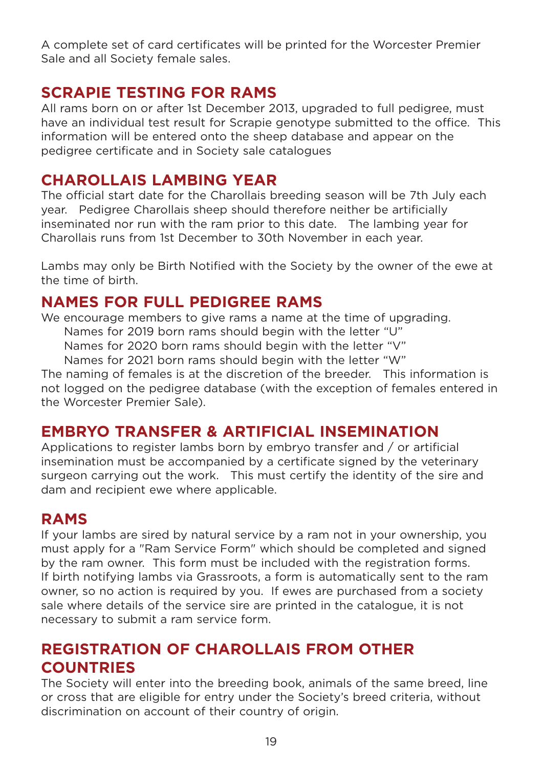A complete set of card certificates will be printed for the Worcester Premier Sale and all Society female sales.

## SCRAPIE TESTING FOR RAMS

All rams born on or after 1st December 2013, upgraded to full pedigree, must have an individual test result for Scrapie genotype submitted to the office. This information will be entered onto the sheep database and appear on the pedigree certificate and in Society sale catalogues

## CHAROLLAIS LAMBING YEAR

The official start date for the Charollais breeding season will be 7th July each year. Pedigree Charollais sheep should therefore neither be artificially inseminated nor run with the ram prior to this date. The lambing year for Charollais runs from 1st December to 30th November in each year.

Lambs may only be Birth Notified with the Society by the owner of the ewe at the time of birth.

## NAMES FOR FULL PEDIGREE RAMS

We encourage members to give rams a name at the time of upgrading.

Names for 2019 born rams should begin with the letter "U"
Names for 2020 born rams should begin with the letter "V"
Names for 2021 born rams should begin with the letter "W"

The naming of females is at the discretion of the breeder. This information is not logged on the pedigree database (with the exception of females entered in the Worcester Premier Sale).

## EMBRYO TRANSFER & ARTIFICIAL INSEMINATION

Applications to register lambs born by embryo transfer and / or artificial insemination must be accompanied by a certificate signed by the veterinary surgeon carrying out the work. This must certify the identity of the sire and dam and recipient ewe where applicable.

## RAMS

If your lambs are sired by natural service by a ram not in your ownership, you must apply for a "Ram Service Form" which should be completed and signed by the ram owner. This form must be included with the registration forms. If birth notifying lambs via Grassroots, a form is automatically sent to the ram owner, so no action is required by you. If ewes are purchased from a society sale where details of the service sire are printed in the catalogue, it is not necessary to submit a ram service form.

## REGISTRATION OF CHAROLLAIS FROM OTHER COUNTRIES

The Society will enter into the breeding book, animals of the same breed, line or cross that are eligible for entry under the Society's breed criteria, without discrimination on account of their country of origin.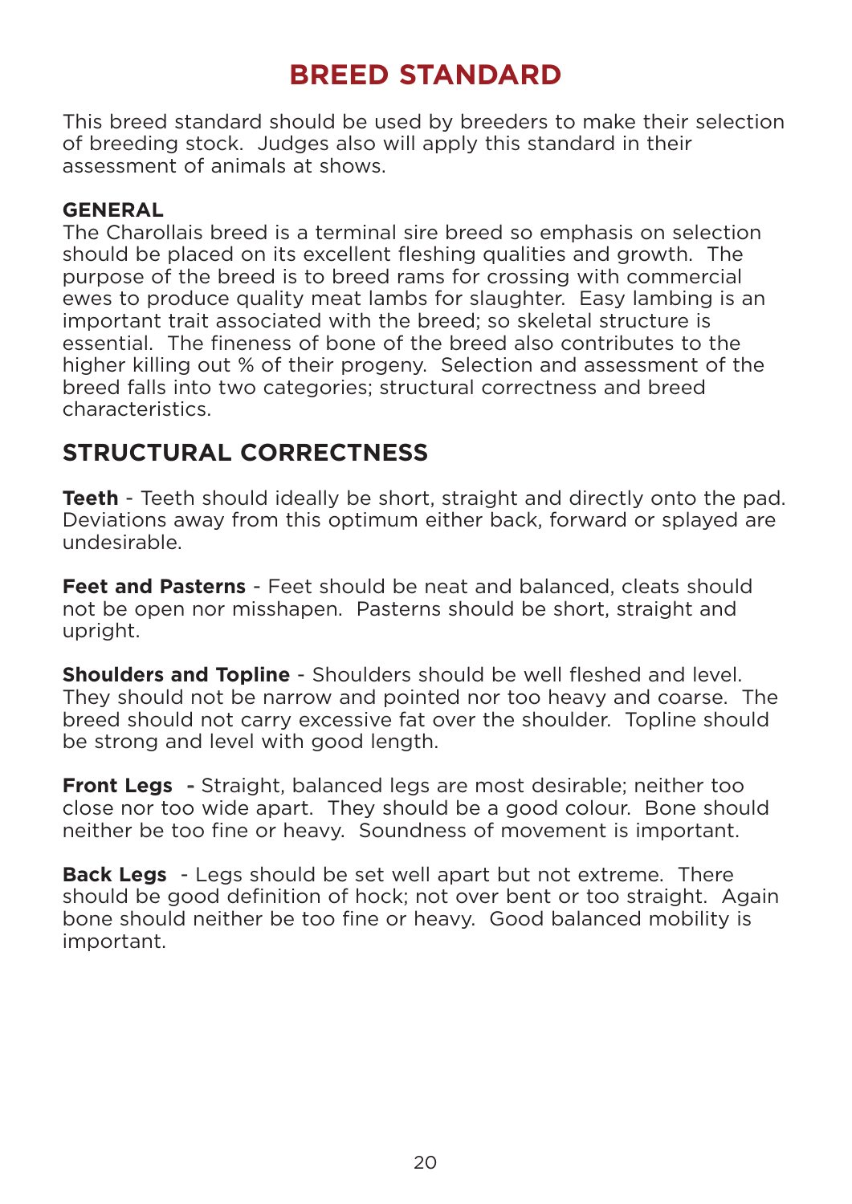# BREED STANDARD

This breed standard should be used by breeders to make their selection of breeding stock. Judges also will apply this standard in their assessment of animals at shows.

### GENERAL

The Charollais breed is a terminal sire breed so emphasis on selection should be placed on its excellent fleshing qualities and growth. The purpose of the breed is to breed rams for crossing with commercial ewes to produce quality meat lambs for slaughter. Easy lambing is an important trait associated with the breed; so skeletal structure is essential. The fineness of bone of the breed also contributes to the higher killing out % of their progeny. Selection and assessment of the breed falls into two categories; structural correctness and breed characteristics.

## STRUCTURAL CORRECTNESS

**Teeth** - Teeth should ideally be short, straight and directly onto the pad. Deviations away from this optimum either back, forward or splayed are undesirable.

**Feet and Pasterns** - Feet should be neat and balanced, cleats should not be open nor misshapen. Pasterns should be short, straight and upright.

**Shoulders and Topline** - Shoulders should be well fleshed and level. They should not be narrow and pointed nor too heavy and coarse. The breed should not carry excessive fat over the shoulder. Topline should be strong and level with good length.

**Front Legs -** Straight, balanced legs are most desirable; neither too close nor too wide apart. They should be a good colour. Bone should neither be too fine or heavy. Soundness of movement is important.

**Back Legs** - Legs should be set well apart but not extreme. There should be good definition of hock; not over bent or too straight. Again bone should neither be too fine or heavy. Good balanced mobility is important.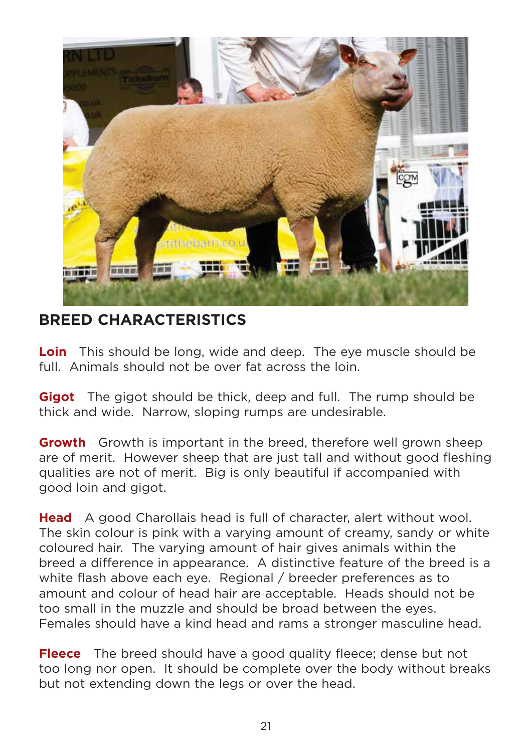## BREED CHARACTERISTICS

**Loin** This should be long, wide and deep. The eye muscle should be full. Animals should not be over fat across the loin.

**Gigot** The gigot should be thick, deep and full. The rump should be thick and wide. Narrow, sloping rumps are undesirable.

**Growth** Growth is important in the breed, therefore well grown sheep are of merit. However sheep that are just tall and without good fleshing qualities are not of merit. Big is only beautiful if accompanied with good loin and gigot.

**Head** A good Charollais head is full of character, alert without wool. The skin colour is pink with a varying amount of creamy, sandy or white coloured hair. The varying amount of hair gives animals within the breed a difference in appearance. A distinctive feature of the breed is a white flash above each eye. Regional / breeder preferences as to amount and colour of head hair are acceptable. Heads should not be too small in the muzzle and should be broad between the eyes. Females should have a kind head and rams a stronger masculine head.

**Fleece** The breed should have a good quality fleece; dense but not too long nor open. It should be complete over the body without breaks but not extending down the legs or over the head.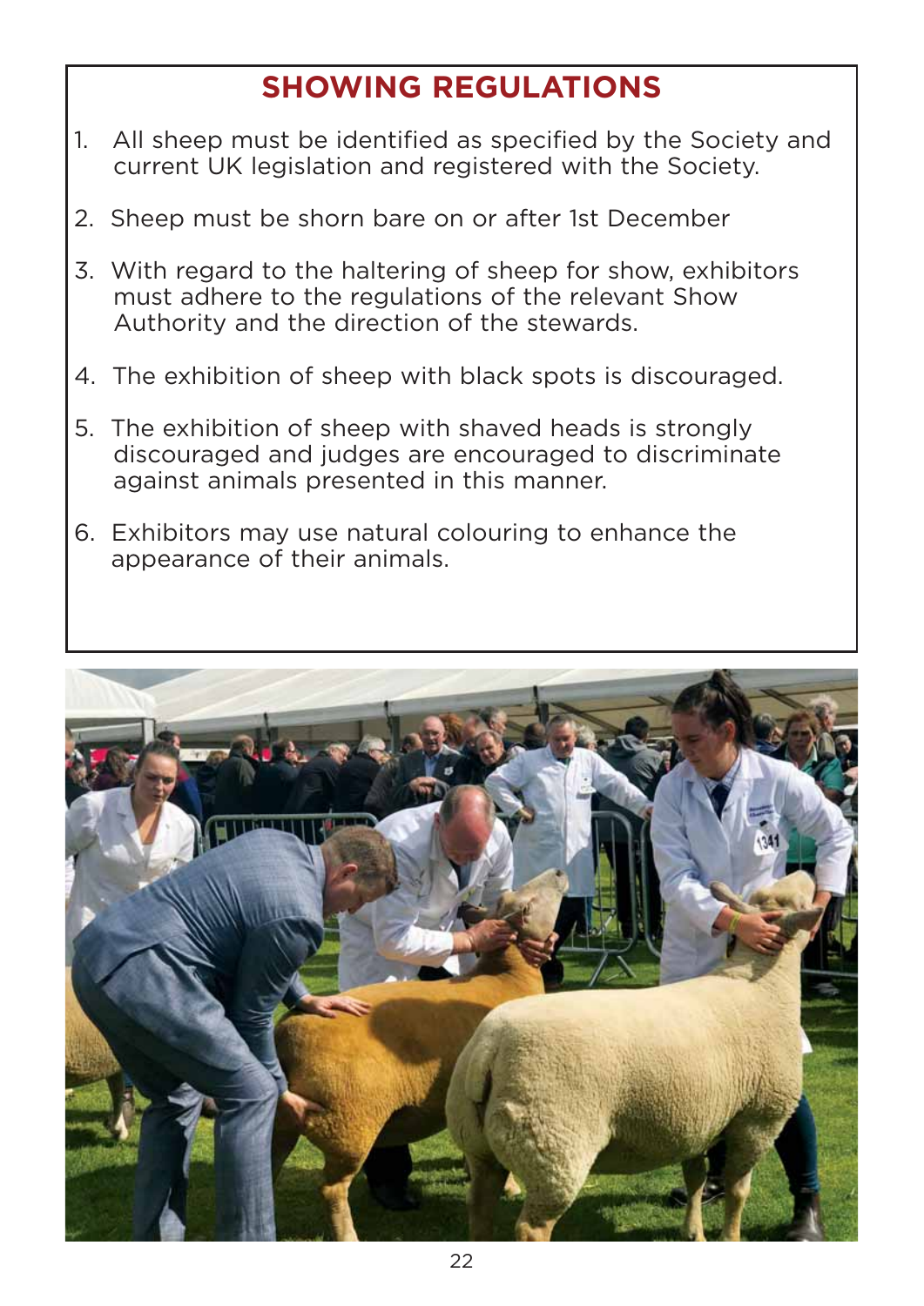## SHOWING REGULATIONS

1. All sheep must be identified as specified by the Society and current UK legislation and registered with the Society.
2. Sheep must be shorn bare on or after 1st December
3. With regard to the haltering of sheep for show, exhibitors must adhere to the regulations of the relevant Show Authority and the direction of the stewards.
4. The exhibition of sheep with black spots is discouraged.
5. The exhibition of sheep with shaved heads is strongly discouraged and judges are encouraged to discriminate against animals presented in this manner.
6. Exhibitors may use natural colouring to enhance the appearance of their animals.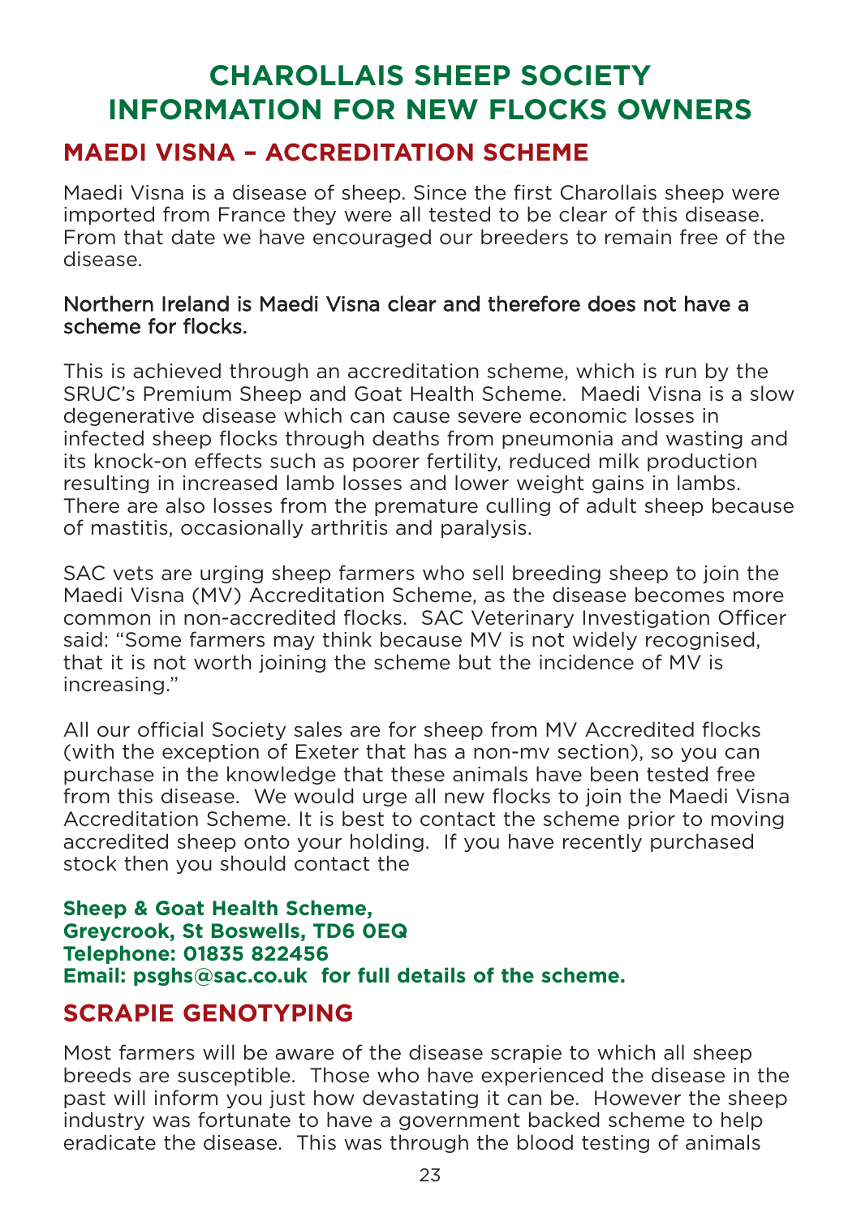# CHAROLLAIS SHEEP SOCIETY INFORMATION FOR NEW FLOCKS OWNERS

## MAEDI VISNA – ACCREDITATION SCHEME

Maedi Visna is a disease of sheep. Since the first Charollais sheep were imported from France they were all tested to be clear of this disease. From that date we have encouraged our breeders to remain free of the disease.

Northern Ireland is Maedi Visna clear and therefore does not have a scheme for flocks.

This is achieved through an accreditation scheme, which is run by the SRUC's Premium Sheep and Goat Health Scheme. Maedi Visna is a slow degenerative disease which can cause severe economic losses in infected sheep flocks through deaths from pneumonia and wasting and its knock-on effects such as poorer fertility, reduced milk production resulting in increased lamb losses and lower weight gains in lambs. There are also losses from the premature culling of adult sheep because of mastitis, occasionally arthritis and paralysis.

SAC vets are urging sheep farmers who sell breeding sheep to join the Maedi Visna (MV) Accreditation Scheme, as the disease becomes more common in non-accredited flocks. SAC Veterinary Investigation Officer said: "Some farmers may think because MV is not widely recognised, that it is not worth joining the scheme but the incidence of MV is increasing."

All our official Society sales are for sheep from MV Accredited flocks (with the exception of Exeter that has a non-mv section), so you can purchase in the knowledge that these animals have been tested free from this disease. We would urge all new flocks to join the Maedi Visna Accreditation Scheme. It is best to contact the scheme prior to moving accredited sheep onto your holding. If you have recently purchased stock then you should contact the

**Sheep & Goat Health Scheme,**
**Greycrook, St Boswells, TD6 0EQ**
**Telephone: 01835 822456**
**Email: psghs@sac.co.uk for full details of the scheme.**

## SCRAPIE GENOTYPING

Most farmers will be aware of the disease scrapie to which all sheep breeds are susceptible. Those who have experienced the disease in the past will inform you just how devastating it can be. However the sheep industry was fortunate to have a government backed scheme to help eradicate the disease. This was through the blood testing of animals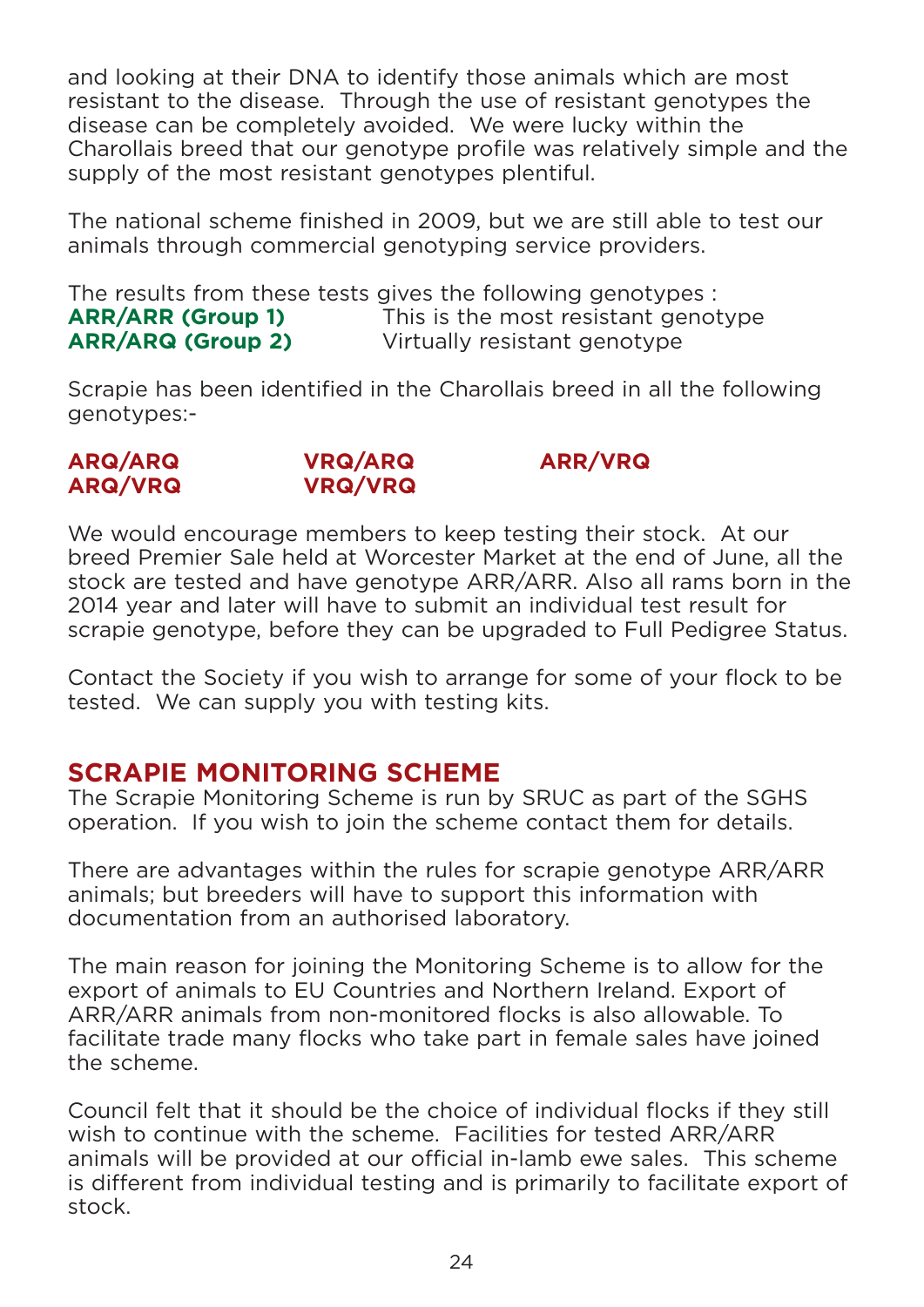and looking at their DNA to identify those animals which are most resistant to the disease. Through the use of resistant genotypes the disease can be completely avoided. We were lucky within the Charollais breed that our genotype profile was relatively simple and the supply of the most resistant genotypes plentiful.

The national scheme finished in 2009, but we are still able to test our animals through commercial genotyping service providers.

The results from these tests gives the following genotypes :

**ARR/ARR (Group 1)** This is the most resistant genotype
**ARR/ARQ (Group 2)** Virtually resistant genotype

Scrapie has been identified in the Charollais breed in all the following genotypes:-

**ARQ/ARQ** **VRQ/ARQ** **ARR/VRQ**
**ARQ/VRQ** **VRQ/VRQ**

We would encourage members to keep testing their stock. At our breed Premier Sale held at Worcester Market at the end of June, all the stock are tested and have genotype ARR/ARR. Also all rams born in the 2014 year and later will have to submit an individual test result for scrapie genotype, before they can be upgraded to Full Pedigree Status.

Contact the Society if you wish to arrange for some of your flock to be tested. We can supply you with testing kits.

## SCRAPIE MONITORING SCHEME

The Scrapie Monitoring Scheme is run by SRUC as part of the SGHS operation. If you wish to join the scheme contact them for details.

There are advantages within the rules for scrapie genotype ARR/ARR animals; but breeders will have to support this information with documentation from an authorised laboratory.

The main reason for joining the Monitoring Scheme is to allow for the export of animals to EU Countries and Northern Ireland. Export of ARR/ARR animals from non-monitored flocks is also allowable. To facilitate trade many flocks who take part in female sales have joined the scheme.

Council felt that it should be the choice of individual flocks if they still wish to continue with the scheme. Facilities for tested ARR/ARR animals will be provided at our official in-lamb ewe sales. This scheme is different from individual testing and is primarily to facilitate export of stock.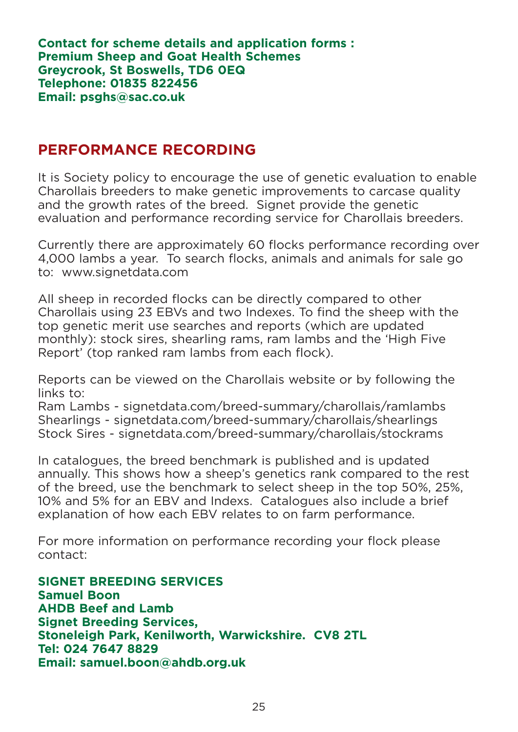**Contact for scheme details and application forms :**
**Premium Sheep and Goat Health Schemes**
**Greycrook, St Boswells, TD6 0EQ**
**Telephone: 01835 822456**
**Email: psghs@sac.co.uk**

## PERFORMANCE RECORDING

It is Society policy to encourage the use of genetic evaluation to enable Charollais breeders to make genetic improvements to carcase quality and the growth rates of the breed. Signet provide the genetic evaluation and performance recording service for Charollais breeders.

Currently there are approximately 60 flocks performance recording over 4,000 lambs a year. To search flocks, animals and animals for sale go to: www.signetdata.com

All sheep in recorded flocks can be directly compared to other Charollais using 23 EBVs and two Indexes. To find the sheep with the top genetic merit use searches and reports (which are updated monthly): stock sires, shearling rams, ram lambs and the 'High Five Report' (top ranked ram lambs from each flock).

Reports can be viewed on the Charollais website or by following the links to:
Ram Lambs - signetdata.com/breed-summary/charollais/ramlambs
Shearlings - signetdata.com/breed-summary/charollais/shearlings
Stock Sires - signetdata.com/breed-summary/charollais/stockrams

In catalogues, the breed benchmark is published and is updated annually. This shows how a sheep's genetics rank compared to the rest of the breed, use the benchmark to select sheep in the top 50%, 25%, 10% and 5% for an EBV and Indexs. Catalogues also include a brief explanation of how each EBV relates to on farm performance.

For more information on performance recording your flock please contact:

**SIGNET BREEDING SERVICES**
**Samuel Boon**
**AHDB Beef and Lamb**
**Signet Breeding Services,**
**Stoneleigh Park, Kenilworth, Warwickshire. CV8 2TL**
**Tel: 024 7647 8829**
**Email: samuel.boon@ahdb.org.uk**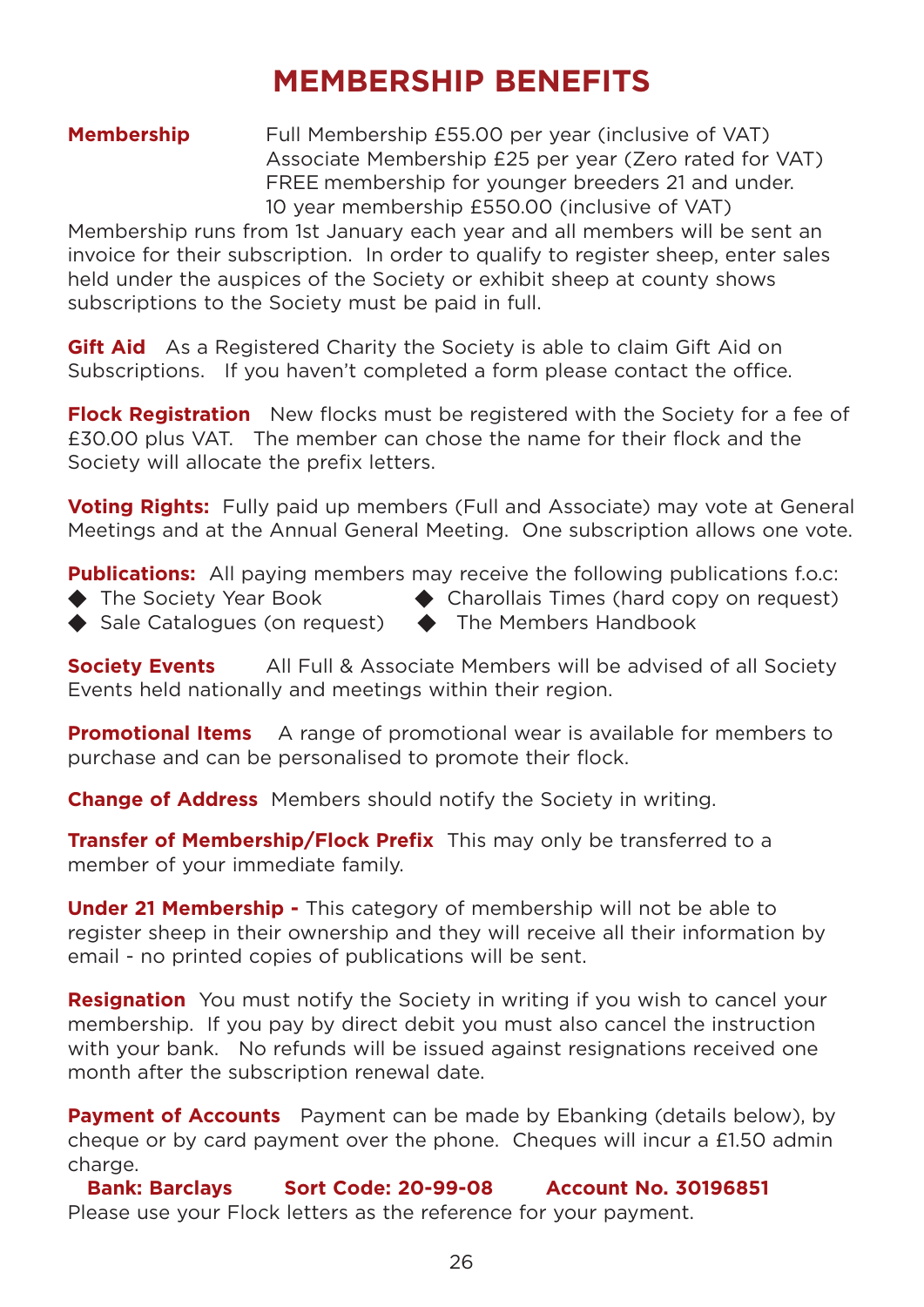# MEMBERSHIP BENEFITS

**Membership** Full Membership £55.00 per year (inclusive of VAT)
Associate Membership £25 per year (Zero rated for VAT)
FREE membership for younger breeders 21 and under.
10 year membership £550.00 (inclusive of VAT)

Membership runs from 1st January each year and all members will be sent an invoice for their subscription. In order to qualify to register sheep, enter sales held under the auspices of the Society or exhibit sheep at county shows subscriptions to the Society must be paid in full.

**Gift Aid** As a Registered Charity the Society is able to claim Gift Aid on Subscriptions. If you haven't completed a form please contact the office.

**Flock Registration** New flocks must be registered with the Society for a fee of £30.00 plus VAT. The member can chose the name for their flock and the Society will allocate the prefix letters.

**Voting Rights:** Fully paid up members (Full and Associate) may vote at General Meetings and at the Annual General Meeting. One subscription allows one vote.

**Publications:** All paying members may receive the following publications f.o.c:

- The Society Year Book
- Charollais Times (hard copy on request)
- Sale Catalogues (on request)
- The Members Handbook

**Society Events** All Full & Associate Members will be advised of all Society Events held nationally and meetings within their region.

**Promotional Items** A range of promotional wear is available for members to purchase and can be personalised to promote their flock.

**Change of Address** Members should notify the Society in writing.

**Transfer of Membership/Flock Prefix** This may only be transferred to a member of your immediate family.

**Under 21 Membership -** This category of membership will not be able to register sheep in their ownership and they will receive all their information by email - no printed copies of publications will be sent.

**Resignation** You must notify the Society in writing if you wish to cancel your membership. If you pay by direct debit you must also cancel the instruction with your bank. No refunds will be issued against resignations received one month after the subscription renewal date.

**Payment of Accounts** Payment can be made by Ebanking (details below), by cheque or by card payment over the phone. Cheques will incur a £1.50 admin charge.

**Bank: Barclays** **Sort Code: 20-99-08** **Account No. 30196851**

Please use your Flock letters as the reference for your payment.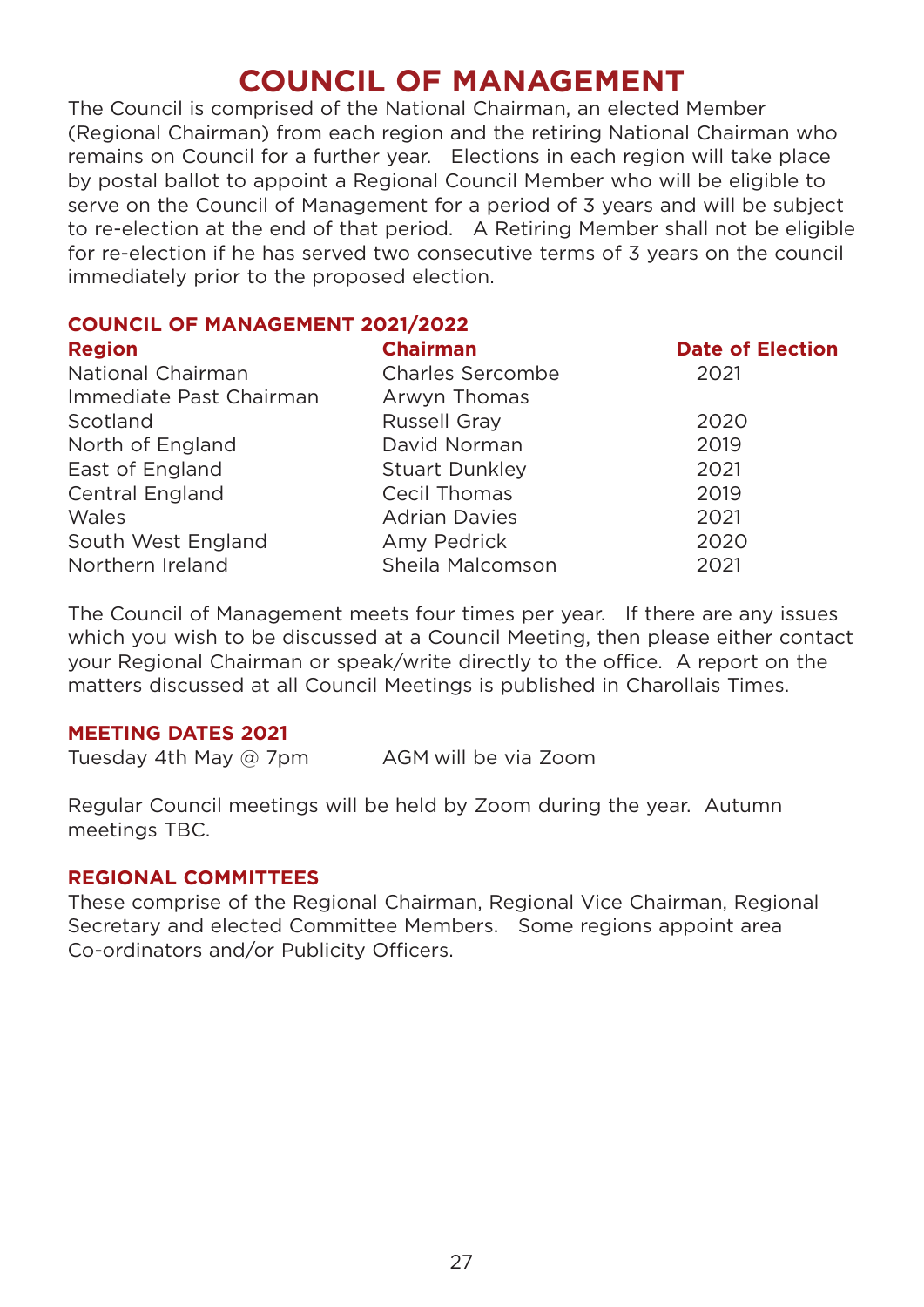# COUNCIL OF MANAGEMENT

The Council is comprised of the National Chairman, an elected Member (Regional Chairman) from each region and the retiring National Chairman who remains on Council for a further year. Elections in each region will take place by postal ballot to appoint a Regional Council Member who will be eligible to serve on the Council of Management for a period of 3 years and will be subject to re-election at the end of that period. A Retiring Member shall not be eligible for re-election if he has served two consecutive terms of 3 years on the council immediately prior to the proposed election.

## COUNCIL OF MANAGEMENT 2021/2022

| Region | Chairman | Date of Election |
|---|---|---|
| National Chairman | Charles Sercombe | 2021 |
| Immediate Past Chairman | Arwyn Thomas | |
| Scotland | Russell Gray | 2020 |
| North of England | David Norman | 2019 |
| East of England | Stuart Dunkley | 2021 |
| Central England | Cecil Thomas | 2019 |
| Wales | Adrian Davies | 2021 |
| South West England | Amy Pedrick | 2020 |
| Northern Ireland | Sheila Malcomson | 2021 |

The Council of Management meets four times per year. If there are any issues which you wish to be discussed at a Council Meeting, then please either contact your Regional Chairman or speak/write directly to the office. A report on the matters discussed at all Council Meetings is published in Charollais Times.

## MEETING DATES 2021

Tuesday 4th May @ 7pm AGM will be via Zoom

Regular Council meetings will be held by Zoom during the year. Autumn meetings TBC.

## REGIONAL COMMITTEES

These comprise of the Regional Chairman, Regional Vice Chairman, Regional Secretary and elected Committee Members. Some regions appoint area Co-ordinators and/or Publicity Officers.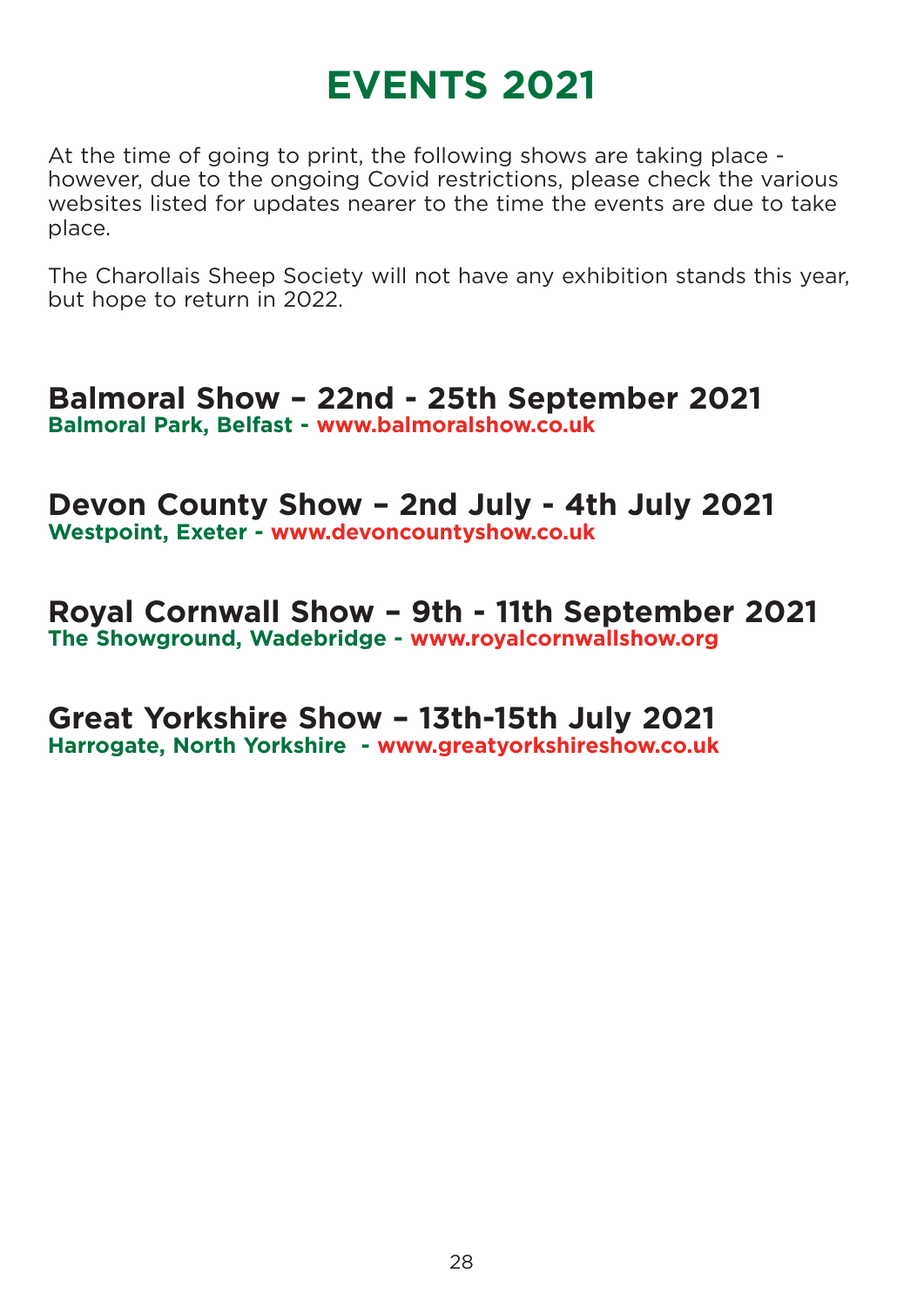# EVENTS 2021

At the time of going to print, the following shows are taking place - however, due to the ongoing Covid restrictions, please check the various websites listed for updates nearer to the time the events are due to take place.

The Charollais Sheep Society will not have any exhibition stands this year, but hope to return in 2022.

## Balmoral Show – 22nd - 25th September 2021

**Balmoral Park, Belfast - www.balmoralshow.co.uk**

## Devon County Show – 2nd July - 4th July 2021

**Westpoint, Exeter - www.devoncountyshow.co.uk**

## Royal Cornwall Show – 9th - 11th September 2021

**The Showground, Wadebridge - www.royalcornwallshow.org**

## Great Yorkshire Show – 13th-15th July 2021

**Harrogate, North Yorkshire - www.greatyorkshireshow.co.uk**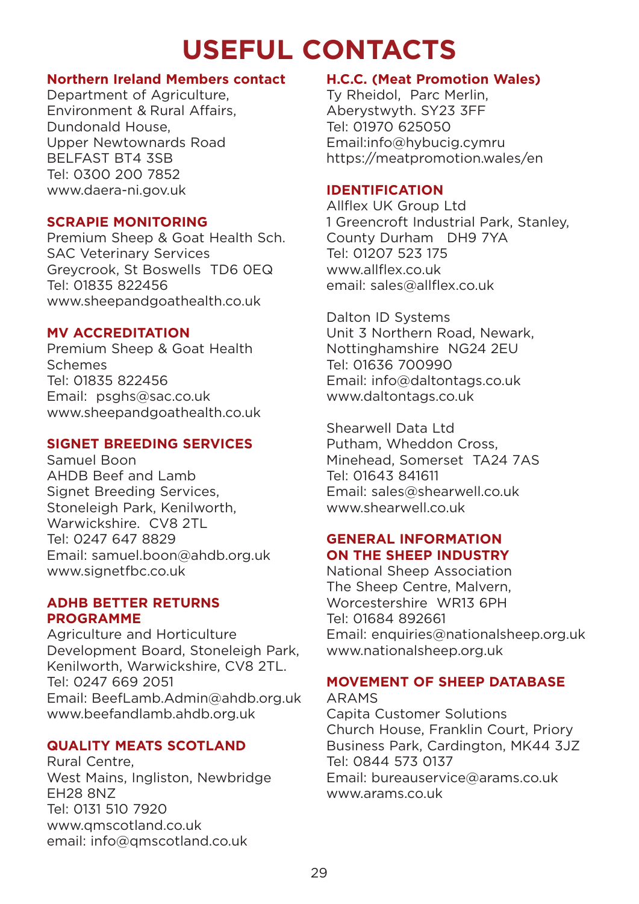# USEFUL CONTACTS

## Northern Ireland Members contact

Department of Agriculture,
Environment & Rural Affairs,
Dundonald House,
Upper Newtownards Road
BELFAST BT4 3SB
Tel: 0300 200 7852
www.daera-ni.gov.uk

## SCRAPIE MONITORING

Premium Sheep & Goat Health Sch.
SAC Veterinary Services
Greycrook, St Boswells TD6 0EQ
Tel: 01835 822456
www.sheepandgoathealth.co.uk

## MV ACCREDITATION

Premium Sheep & Goat Health Schemes
Tel: 01835 822456
Email: psghs@sac.co.uk
www.sheepandgoathealth.co.uk

## SIGNET BREEDING SERVICES

Samuel Boon
AHDB Beef and Lamb
Signet Breeding Services,
Stoneleigh Park, Kenilworth,
Warwickshire. CV8 2TL
Tel: 0247 647 8829
Email: samuel.boon@ahdb.org.uk
www.signetfbc.co.uk

## ADHB BETTER RETURNS PROGRAMME

Agriculture and Horticulture
Development Board, Stoneleigh Park,
Kenilworth, Warwickshire, CV8 2TL.
Tel: 0247 669 2051
Email: BeefLamb.Admin@ahdb.org.uk
www.beefandlamb.ahdb.org.uk

## QUALITY MEATS SCOTLAND

Rural Centre,
West Mains, Ingliston, Newbridge
EH28 8NZ
Tel: 0131 510 7920
www.qmscotland.co.uk
email: info@qmscotland.co.uk

## H.C.C. (Meat Promotion Wales)

Ty Rheidol, Parc Merlin,
Aberystwyth. SY23 3FF
Tel: 01970 625050
Email:info@hybucig.cymru
https://meatpromotion.wales/en

## IDENTIFICATION

Allflex UK Group Ltd
1 Greencroft Industrial Park, Stanley,
County Durham DH9 7YA
Tel: 01207 523 175
www.allflex.co.uk
email: sales@allflex.co.uk

Dalton ID Systems
Unit 3 Northern Road, Newark,
Nottinghamshire NG24 2EU
Tel: 01636 700990
Email: info@daltontags.co.uk
www.daltontags.co.uk

Shearwell Data Ltd
Putham, Wheddon Cross,
Minehead, Somerset TA24 7AS
Tel: 01643 841611
Email: sales@shearwell.co.uk
www.shearwell.co.uk

## GENERAL INFORMATION ON THE SHEEP INDUSTRY

National Sheep Association
The Sheep Centre, Malvern,
Worcestershire WR13 6PH
Tel: 01684 892661
Email: enquiries@nationalsheep.org.uk
www.nationalsheep.org.uk

## MOVEMENT OF SHEEP DATABASE

ARAMS
Capita Customer Solutions
Church House, Franklin Court, Priory
Business Park, Cardington, MK44 3JZ
Tel: 0844 573 0137
Email: bureauservice@arams.co.uk
www.arams.co.uk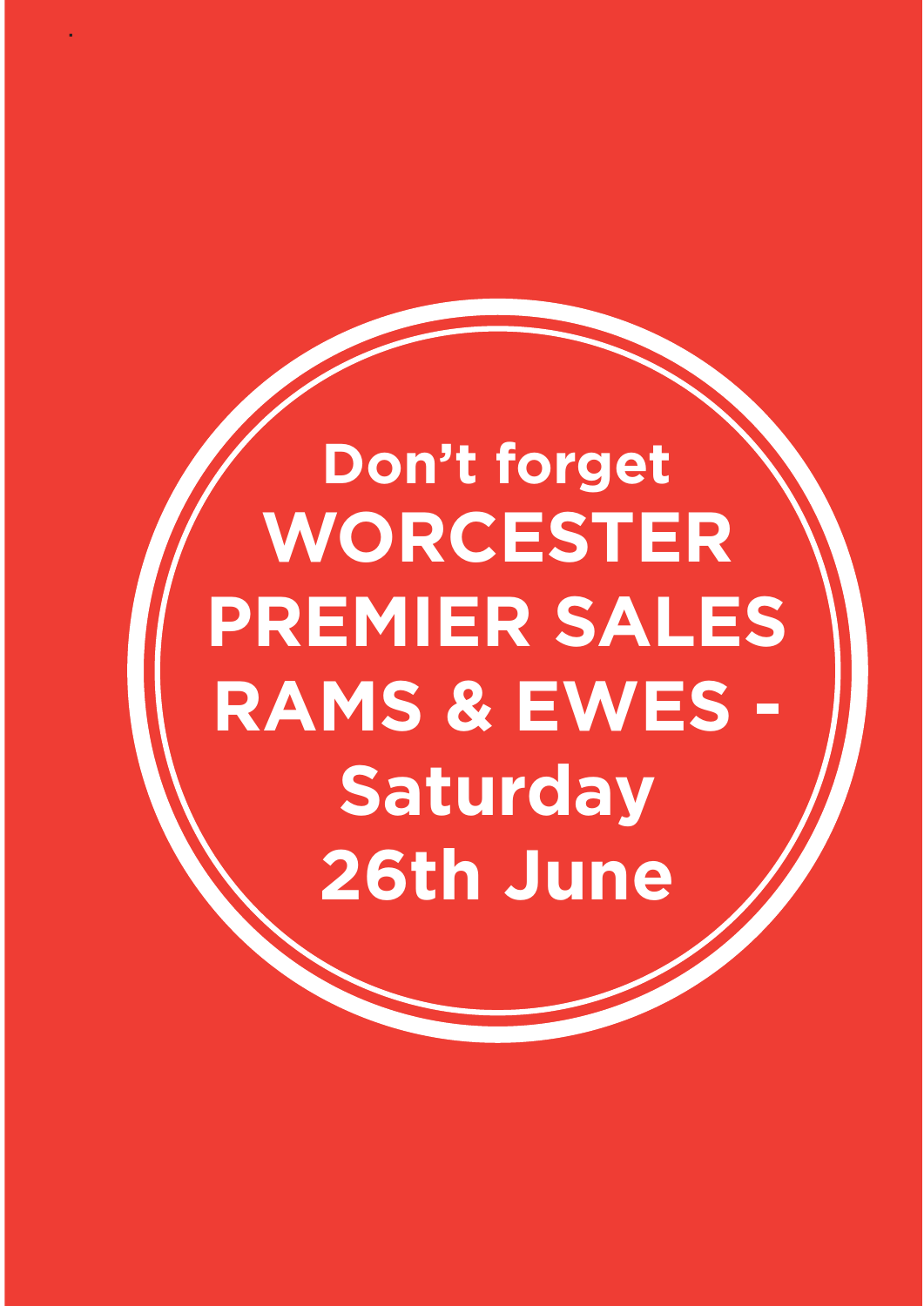**Don't forget**

# WORCESTER PREMIER SALES RAMS & EWES - Saturday 26th June